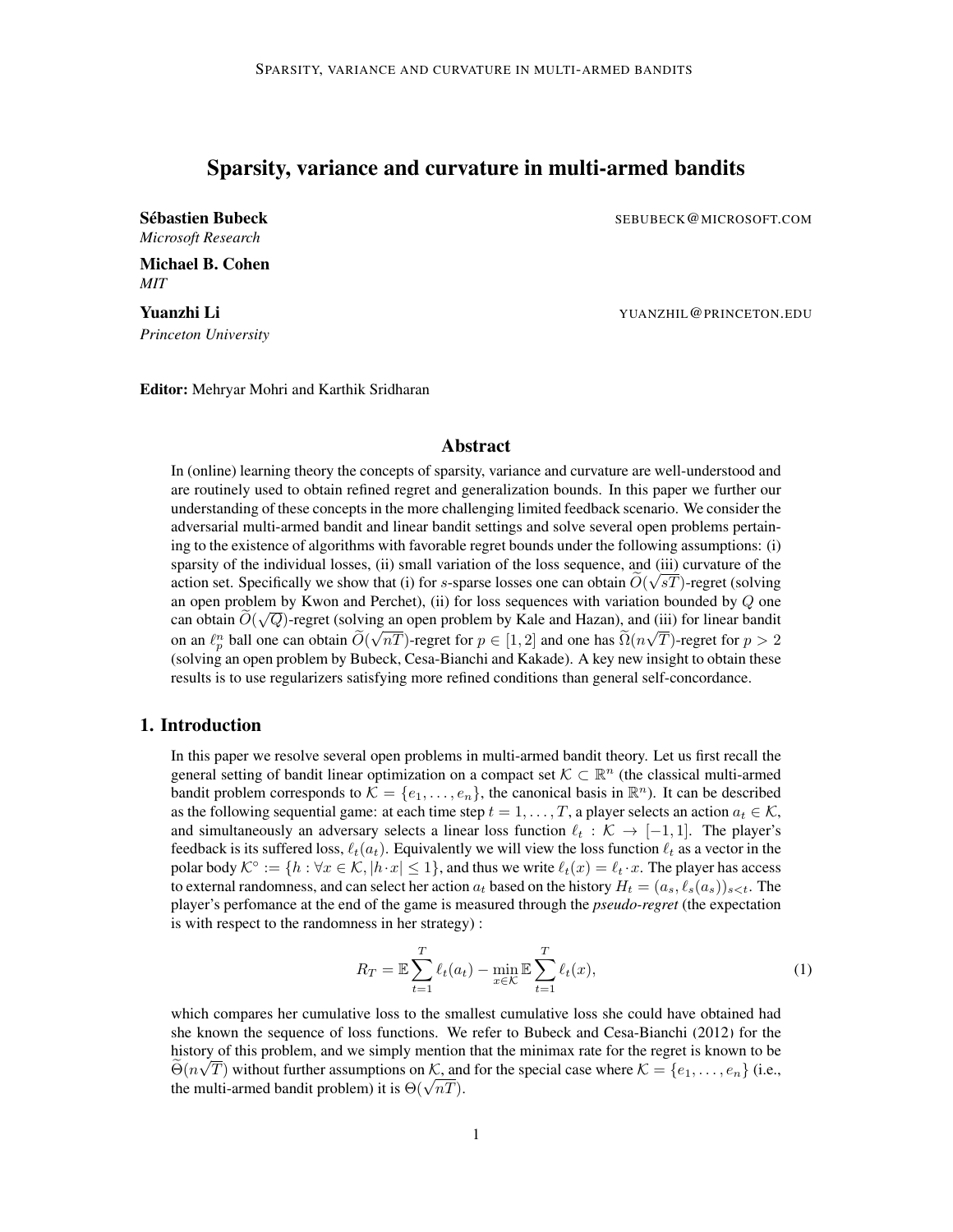# Sparsity, variance and curvature in multi-armed bandits

**Sébastien Bubeck** SEBUBECK@MICROSOFT.COM
*Microsoft Research*

**Michael B. Cohen**
*MIT*

**Yuanzhi Li** YUANZHIL@PRINCETON.EDU
*Princeton University*

**Editor:** Mehryar Mohri and Karthik Sridharan

## Abstract

In (online) learning theory the concepts of sparsity, variance and curvature are well-understood and are routinely used to obtain refined regret and generalization bounds. In this paper we further our understanding of these concepts in the more challenging limited feedback scenario. We consider the adversarial multi-armed bandit and linear bandit settings and solve several open problems pertaining to the existence of algorithms with favorable regret bounds under the following assumptions: (i) sparsity of the individual losses, (ii) small variation of the loss sequence, and (iii) curvature of the action set. Specifically we show that (i) for $s$-sparse losses one can obtain $\widetilde{O}(\sqrt{sT})$-regret (solving an open problem by Kwon and Perchet), (ii) for loss sequences with variation bounded by $Q$ one can obtain $\widetilde{O}(\sqrt{Q})$-regret (solving an open problem by Kale and Hazan), and (iii) for linear bandit on an $\ell_p^n$ ball one can obtain $\widetilde{O}(\sqrt{nT})$-regret for $p \in [1, 2]$ and one has $\widetilde{\Omega}(n\sqrt{T})$-regret for $p > 2$ (solving an open problem by Bubeck, Cesa-Bianchi and Kakade). A key new insight to obtain these results is to use regularizers satisfying more refined conditions than general self-concordance.

## 1. Introduction

In this paper we resolve several open problems in multi-armed bandit theory. Let us first recall the general setting of bandit linear optimization on a compact set $\mathcal{K} \subset \mathbb{R}^n$ (the classical multi-armed bandit problem corresponds to $\mathcal{K} = \{e_1, \ldots, e_n\}$, the canonical basis in $\mathbb{R}^n$). It can be described as the following sequential game: at each time step $t = 1, \ldots, T$, a player selects an action $a_t \in \mathcal{K}$, and simultaneously an adversary selects a linear loss function $\ell_t : \mathcal{K} \to [-1, 1]$. The player's feedback is its suffered loss, $\ell_t(a_t)$. Equivalently we will view the loss function $\ell_t$ as a vector in the polar body $\mathcal{K}^\circ := \{h : \forall x \in \mathcal{K}, |h \cdot x| \leq 1\}$, and thus we write $\ell_t(x) = \ell_t \cdot x$. The player has access to external randomness, and can select her action $a_t$ based on the history $H_t = (a_s, \ell_s(a_s))_{s<t}$. The player's perfomance at the end of the game is measured through the *pseudo-regret* (the expectation is with respect to the randomness in her strategy) :

$$R_T = \mathbb{E} \sum_{t=1}^{T} \ell_t(a_t) - \min_{x \in \mathcal{K}} \mathbb{E} \sum_{t=1}^{T} \ell_t(x), \tag{1}$$

which compares her cumulative loss to the smallest cumulative loss she could have obtained had she known the sequence of loss functions. We refer to Bubeck and Cesa-Bianchi (2012) for the history of this problem, and we simply mention that the minimax rate for the regret is known to be $\widetilde{\Theta}(n\sqrt{T})$ without further assumptions on $\mathcal{K}$, and for the special case where $\mathcal{K} = \{e_1, \ldots, e_n\}$ (i.e., the multi-armed bandit problem) it is $\Theta(\sqrt{nT})$.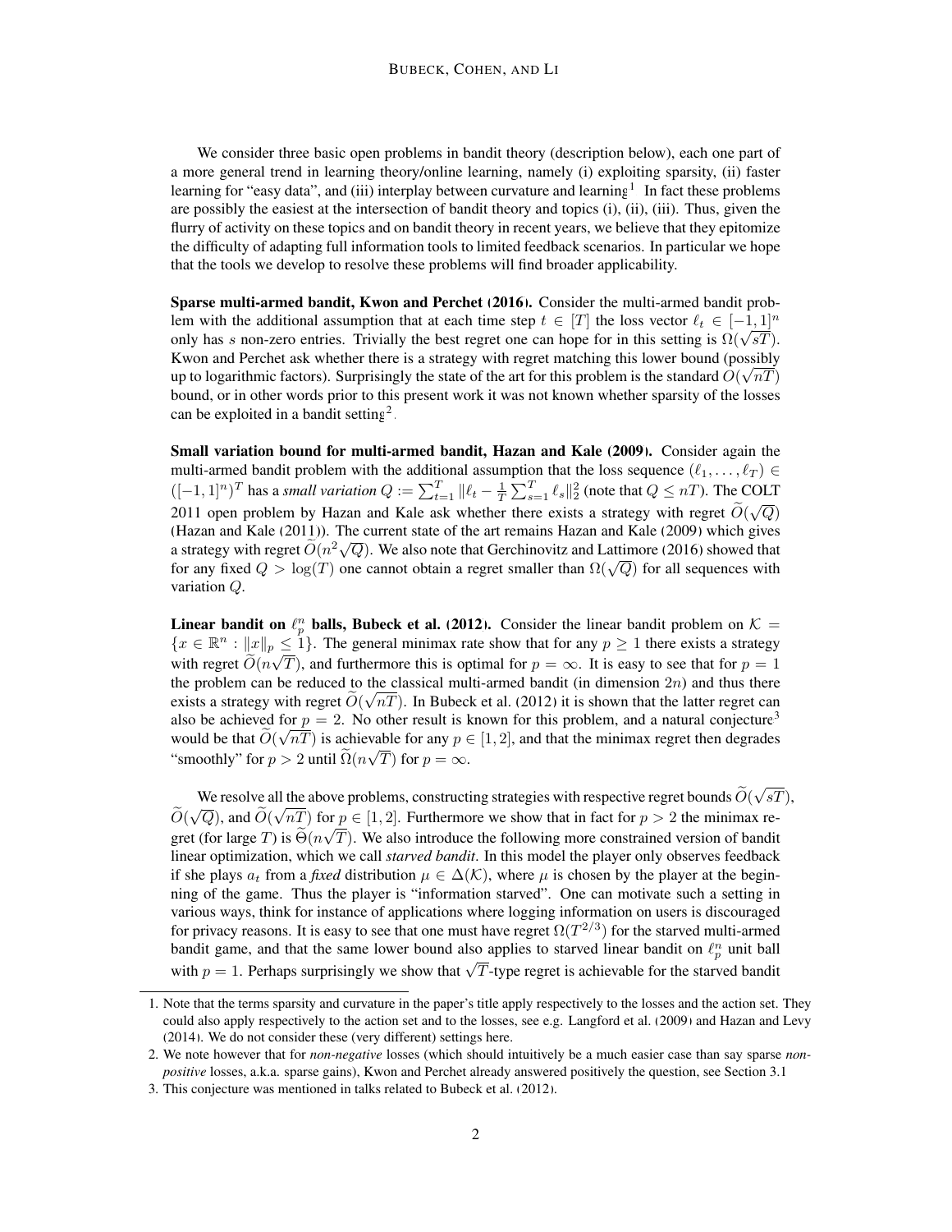We consider three basic open problems in bandit theory (description below), each one part of a more general trend in learning theory/online learning, namely (i) exploiting sparsity, (ii) faster learning for "easy data", and (iii) interplay between curvature and learning[1] In fact these problems are possibly the easiest at the intersection of bandit theory and topics (i), (ii), (iii). Thus, given the flurry of activity on these topics and on bandit theory in recent years, we believe that they epitomize the difficulty of adapting full information tools to limited feedback scenarios. In particular we hope that the tools we develop to resolve these problems will find broader applicability.

**Sparse multi-armed bandit, Kwon and Perchet (2016).** Consider the multi-armed bandit problem with the additional assumption that at each time step $t \in [T]$ the loss vector $\ell_t \in [-1,1]^n$ only has $s$ non-zero entries. Trivially the best regret one can hope for in this setting is $\Omega(\sqrt{sT})$. Kwon and Perchet ask whether there is a strategy with regret matching this lower bound (possibly up to logarithmic factors). Surprisingly the state of the art for this problem is the standard $O(\sqrt{nT})$ bound, or in other words prior to this present work it was not known whether sparsity of the losses can be exploited in a bandit setting[2].

**Small variation bound for multi-armed bandit, Hazan and Kale (2009).** Consider again the multi-armed bandit problem with the additional assumption that the loss sequence $(\ell_1, \dots, \ell_T) \in ([-1,1]^n)^T$ has a *small variation* $Q := \sum_{t=1}^T \|\ell_t - \frac{1}{T}\sum_{s=1}^T \ell_s\|_2^2$ (note that $Q \leq nT$). The COLT 2011 open problem by Hazan and Kale ask whether there exists a strategy with regret $\widetilde{O}(\sqrt{Q})$ (Hazan and Kale (2011)). The current state of the art remains Hazan and Kale (2009) which gives a strategy with regret $\widetilde{O}(n^2\sqrt{Q})$. We also note that Gerchinovitz and Lattimore (2016) showed that for any fixed $Q > \log(T)$ one cannot obtain a regret smaller than $\Omega(\sqrt{Q})$ for all sequences with variation $Q$.

**Linear bandit on $\ell_p^n$ balls, Bubeck et al. (2012).** Consider the linear bandit problem on $\mathcal{K} = \{x \in \mathbb{R}^n : \|x\|_p \leq 1\}$. The general minimax rate show that for any $p \geq 1$ there exists a strategy with regret $\widetilde{O}(n\sqrt{T})$, and furthermore this is optimal for $p = \infty$. It is easy to see that for $p = 1$ the problem can be reduced to the classical multi-armed bandit (in dimension $2n$) and thus there exists a strategy with regret $\widetilde{O}(\sqrt{nT})$. In Bubeck et al. (2012) it is shown that the latter regret can also be achieved for $p = 2$. No other result is known for this problem, and a natural conjecture[3] would be that $\widetilde{O}(\sqrt{nT})$ is achievable for any $p \in [1,2]$, and that the minimax regret then degrades "smoothly" for $p > 2$ until $\widetilde{\Omega}(n\sqrt{T})$ for $p = \infty$.

We resolve all the above problems, constructing strategies with respective regret bounds $\widetilde{O}(\sqrt{sT})$, $\widetilde{O}(\sqrt{Q})$, and $\widetilde{O}(\sqrt{nT})$ for $p \in [1,2]$. Furthermore we show that in fact for $p > 2$ the minimax regret (for large $T$) is $\widetilde{\Theta}(n\sqrt{T})$. We also introduce the following more constrained version of bandit linear optimization, which we call *starved bandit*. In this model the player only observes feedback if she plays $a_t$ from a *fixed* distribution $\mu \in \Delta(\mathcal{K})$, where $\mu$ is chosen by the player at the beginning of the game. Thus the player is "information starved". One can motivate such a setting in various ways, think for instance of applications where logging information on users is discouraged for privacy reasons. It is easy to see that one must have regret $\Omega(T^{2/3})$ for the starved multi-armed bandit game, and that the same lower bound also applies to starved linear bandit on $\ell_p^n$ unit ball with $p = 1$. Perhaps surprisingly we show that $\sqrt{T}$-type regret is achievable for the starved bandit

1. Note that the terms sparsity and curvature in the paper's title apply respectively to the losses and the action set. They could also apply respectively to the action set and to the losses, see e.g. Langford et al. (2009) and Hazan and Levy (2014). We do not consider these (very different) settings here.
2. We note however that for *non-negative* losses (which should intuitively be a much easier case than say sparse *non-positive* losses, a.k.a. sparse gains), Kwon and Perchet already answered positively the question, see Section 3.1
3. This conjecture was mentioned in talks related to Bubeck et al. (2012).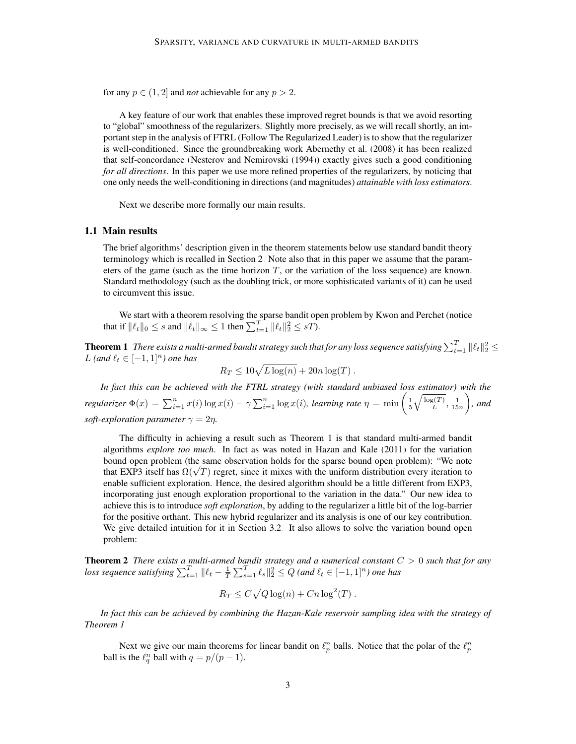for any $p \in (1, 2]$ and *not* achievable for any $p > 2$.

A key feature of our work that enables these improved regret bounds is that we avoid resorting to "global" smoothness of the regularizers. Slightly more precisely, as we will recall shortly, an important step in the analysis of FTRL (Follow The Regularized Leader) is to show that the regularizer is well-conditioned. Since the groundbreaking work Abernethy et al. (2008) it has been realized that self-concordance (Nesterov and Nemirovski (1994)) exactly gives such a good conditioning *for all directions*. In this paper we use more refined properties of the regularizers, by noticing that one only needs the well-conditioning in directions (and magnitudes) *attainable with loss estimators*.

Next we describe more formally our main results.

## 1.1 Main results

The brief algorithms' description given in the theorem statements below use standard bandit theory terminology which is recalled in Section 2. Note also that in this paper we assume that the parameters of the game (such as the time horizon $T$, or the variation of the loss sequence) are known. Standard methodology (such as the doubling trick, or more sophisticated variants of it) can be used to circumvent this issue.

We start with a theorem resolving the sparse bandit open problem by Kwon and Perchet (notice that if $\|\ell_t\|_0 \leq s$ and $\|\ell_t\|_\infty \leq 1$ then $\sum_{t=1}^T \|\ell_t\|_2^2 \leq sT$).

**Theorem 1** *There exists a multi-armed bandit strategy such that for any loss sequence satisfying $\sum_{t=1}^T \|\ell_t\|_2^2 \leq L$ (and $\ell_t \in [-1,1]^n$) one has*

$$R_T \leq 10\sqrt{L \log(n)} + 20n\log(T) .$$

*In fact this can be achieved with the FTRL strategy (with standard unbiased loss estimator) with the regularizer $\Phi(x) = \sum_{i=1}^n x(i)\log x(i) - \gamma \sum_{i=1}^n \log x(i)$, learning rate $\eta = \min\left(\frac{1}{5}\sqrt{\frac{\log(T)}{L}}, \frac{1}{15n}\right)$, and soft-exploration parameter $\gamma = 2\eta$.*

The difficulty in achieving a result such as Theorem 1 is that standard multi-armed bandit algorithms *explore too much*. In fact as was noted in Hazan and Kale (2011) for the variation bound open problem (the same observation holds for the sparse bound open problem): "We note that EXP3 itself has $\Omega(\sqrt{T})$ regret, since it mixes with the uniform distribution every iteration to enable sufficient exploration. Hence, the desired algorithm should be a little different from EXP3, incorporating just enough exploration proportional to the variation in the data." Our new idea to achieve this is to introduce *soft exploration*, by adding to the regularizer a little bit of the log-barrier for the positive orthant. This new hybrid regularizer and its analysis is one of our key contribution. We give detailed intuition for it in Section 3.2. It also allows to solve the variation bound open problem:

**Theorem 2** *There exists a multi-armed bandit strategy and a numerical constant $C > 0$ such that for any loss sequence satisfying $\sum_{t=1}^T \|\ell_t - \frac{1}{T}\sum_{s=1}^T \ell_s\|_2^2 \leq Q$ (and $\ell_t \in [-1,1]^n$) one has*

$$R_T \leq C\sqrt{Q\log(n)} + Cn\log^2(T) .$$

*In fact this can be achieved by combining the Hazan-Kale reservoir sampling idea with the strategy of Theorem 1*

Next we give our main theorems for linear bandit on $\ell_p^n$ balls. Notice that the polar of the $\ell_p^n$ ball is the $\ell_q^n$ ball with $q = p/(p-1)$.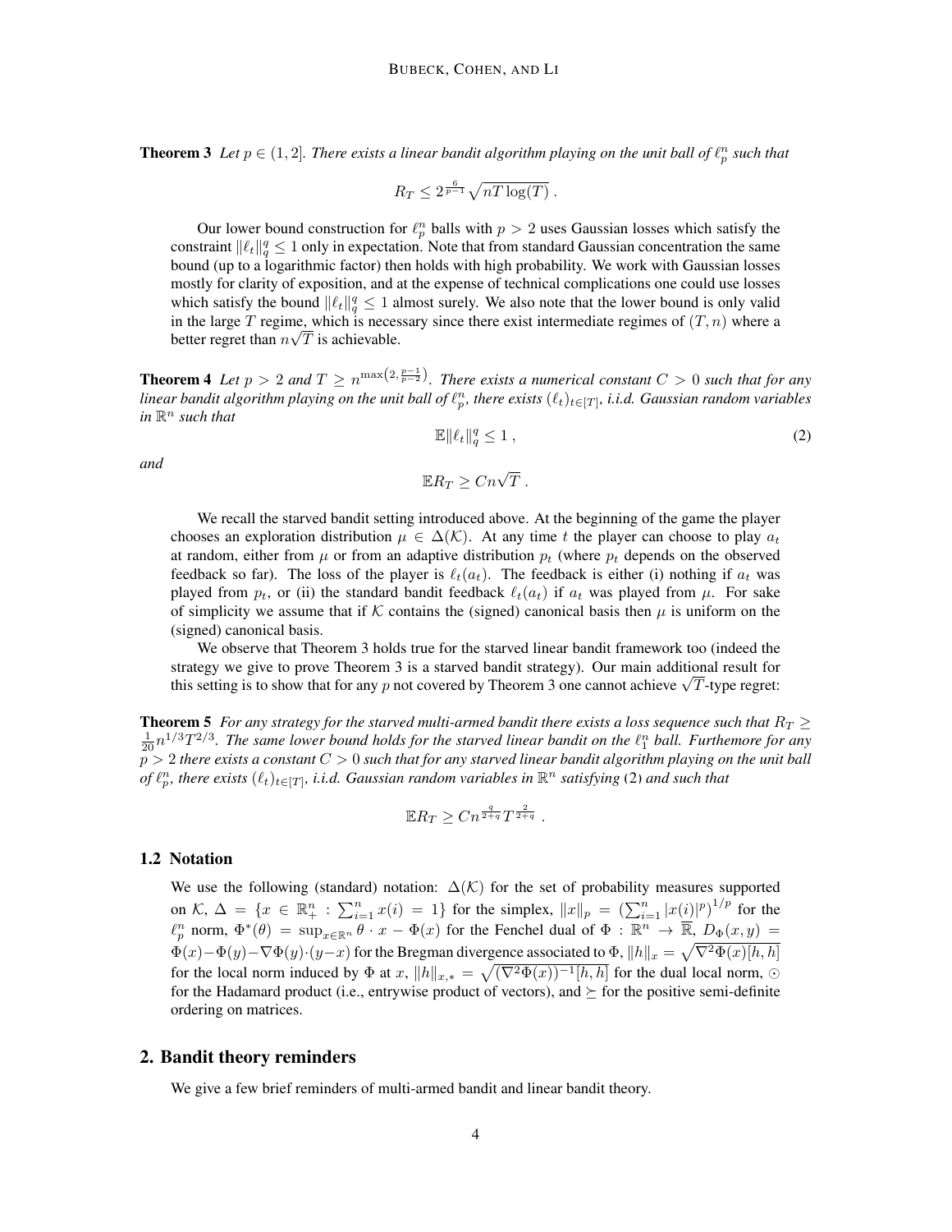**Theorem 3** *Let $p \in (1, 2]$. There exists a linear bandit algorithm playing on the unit ball of $\ell_p^n$ such that*

$$R_T \leq 2^{\frac{6}{p-1}} \sqrt{nT \log(T)} \,.$$

Our lower bound construction for $\ell_p^n$ balls with $p > 2$ uses Gaussian losses which satisfy the constraint $\|\ell_t\|_q^q \leq 1$ only in expectation. Note that from standard Gaussian concentration the same bound (up to a logarithmic factor) then holds with high probability. We work with Gaussian losses mostly for clarity of exposition, and at the expense of technical complications one could use losses which satisfy the bound $\|\ell_t\|_q^q \leq 1$ almost surely. We also note that the lower bound is only valid in the large $T$ regime, which is necessary since there exist intermediate regimes of $(T, n)$ where a better regret than $n\sqrt{T}$ is achievable.

**Theorem 4** *Let $p > 2$ and $T \geq n^{\max\left(2, \frac{p-1}{p-2}\right)}$. There exists a numerical constant $C > 0$ such that for any linear bandit algorithm playing on the unit ball of $\ell_p^n$, there exists $(\ell_t)_{t \in [T]}$, i.i.d. Gaussian random variables in $\mathbb{R}^n$ such that*

$$\mathbb{E}\|\ell_t\|_q^q \leq 1 \,, \tag{2}$$

*and*

$$\mathbb{E} R_T \geq C n \sqrt{T} \,.$$

We recall the starved bandit setting introduced above. At the beginning of the game the player chooses an exploration distribution $\mu \in \Delta(\mathcal{K})$. At any time $t$ the player can choose to play $a_t$ at random, either from $\mu$ or from an adaptive distribution $p_t$ (where $p_t$ depends on the observed feedback so far). The loss of the player is $\ell_t(a_t)$. The feedback is either (i) nothing if $a_t$ was played from $p_t$, or (ii) the standard bandit feedback $\ell_t(a_t)$ if $a_t$ was played from $\mu$. For sake of simplicity we assume that if $\mathcal{K}$ contains the (signed) canonical basis then $\mu$ is uniform on the (signed) canonical basis.

We observe that Theorem 3 holds true for the starved linear bandit framework too (indeed the strategy we give to prove Theorem 3 is a starved bandit strategy). Our main additional result for this setting is to show that for any $p$ not covered by Theorem 3 one cannot achieve $\sqrt{T}$-type regret:

**Theorem 5** *For any strategy for the starved multi-armed bandit there exists a loss sequence such that $R_T \geq \frac{1}{20} n^{1/3} T^{2/3}$. The same lower bound holds for the starved linear bandit on the $\ell_1^n$ ball. Furthermore for any $p > 2$ there exists a constant $C > 0$ such that for any starved linear bandit algorithm playing on the unit ball of $\ell_p^n$, there exists $(\ell_t)_{t \in [T]}$, i.i.d. Gaussian random variables in $\mathbb{R}^n$ satisfying* (2) *and such that*

$$\mathbb{E} R_T \geq C n^{\frac{q}{2+q}} T^{\frac{2}{2+q}} \,.$$

### 1.2 Notation

We use the following (standard) notation: $\Delta(\mathcal{K})$ for the set of probability measures supported on $\mathcal{K}$, $\Delta = \{x \in \mathbb{R}_+^n : \sum_{i=1}^n x(i) = 1\}$ for the simplex, $\|x\|_p = \left(\sum_{i=1}^n |x(i)|^p\right)^{1/p}$ for the $\ell_p^n$ norm, $\Phi^*(\theta) = \sup_{x \in \mathbb{R}^n} \theta \cdot x - \Phi(x)$ for the Fenchel dual of $\Phi : \mathbb{R}^n \to \overline{\mathbb{R}}$, $D_\Phi(x, y) = \Phi(x) - \Phi(y) - \nabla\Phi(y) \cdot (y - x)$ for the Bregman divergence associated to $\Phi$, $\|h\|_x = \sqrt{\nabla^2 \Phi(x)[h, h]}$ for the local norm induced by $\Phi$ at $x$, $\|h\|_{x,*} = \sqrt{(\nabla^2 \Phi(x))^{-1}[h, h]}$ for the dual local norm, $\odot$ for the Hadamard product (i.e., entrywise product of vectors), and $\succeq$ for the positive semi-definite ordering on matrices.

## 2. Bandit theory reminders

We give a few brief reminders of multi-armed bandit and linear bandit theory.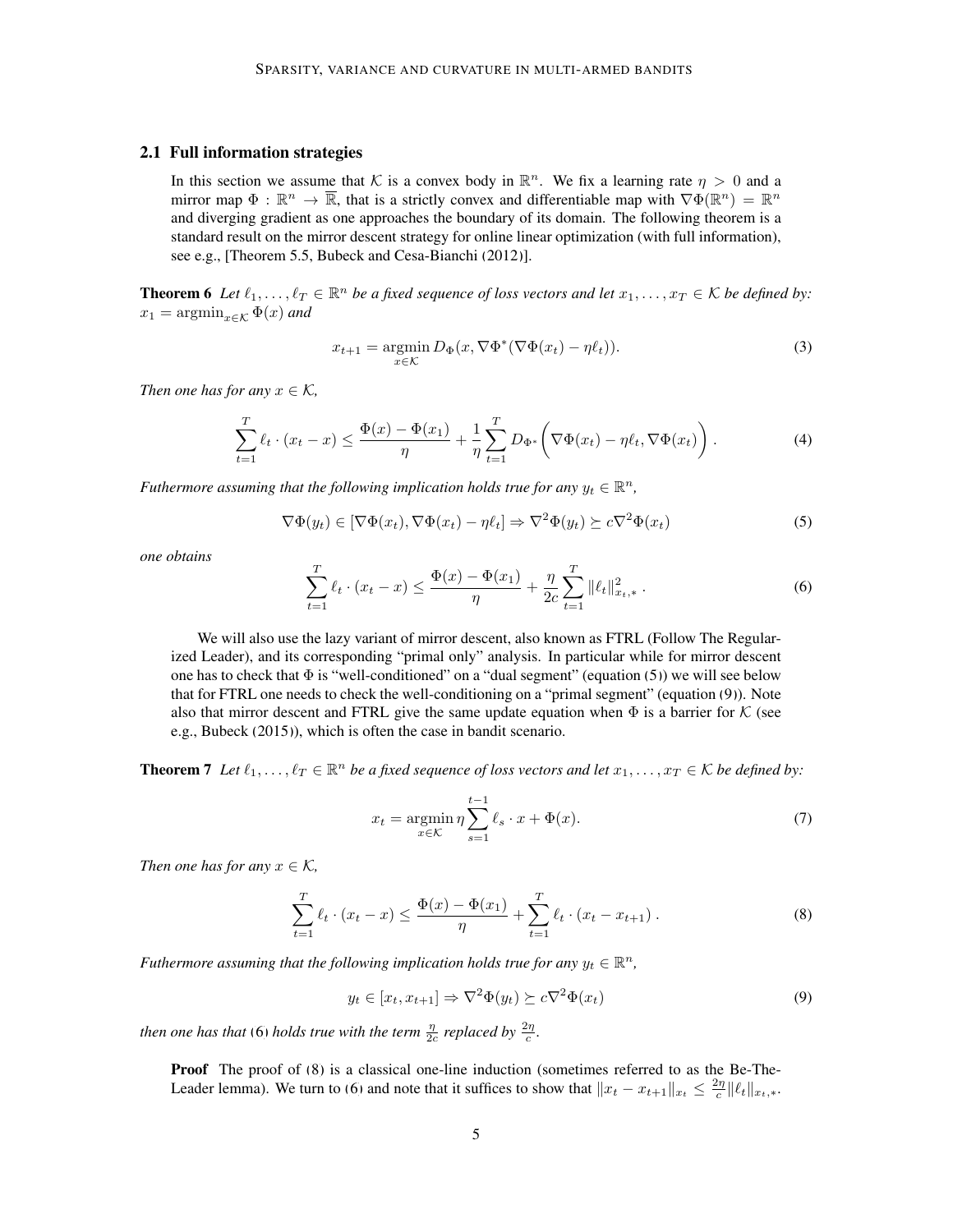### 2.1 Full information strategies

In this section we assume that $\mathcal{K}$ is a convex body in $\mathbb{R}^n$. We fix a learning rate $\eta > 0$ and a mirror map $\Phi : \mathbb{R}^n \to \overline{\mathbb{R}}$, that is a strictly convex and differentiable map with $\nabla\Phi(\mathbb{R}^n) = \mathbb{R}^n$ and diverging gradient as one approaches the boundary of its domain. The following theorem is a standard result on the mirror descent strategy for online linear optimization (with full information), see e.g., [Theorem 5.5, Bubeck and Cesa-Bianchi (2012)].

**Theorem 6** *Let $\ell_1, \ldots, \ell_T \in \mathbb{R}^n$ be a fixed sequence of loss vectors and let $x_1, \ldots, x_T \in \mathcal{K}$ be defined by: $x_1 = \mathrm{argmin}_{x \in \mathcal{K}} \Phi(x)$ and*

$$x_{t+1} = \underset{x \in \mathcal{K}}{\mathrm{argmin}}\, D_\Phi(x, \nabla\Phi^*(\nabla\Phi(x_t) - \eta\ell_t)). \tag{3}$$

*Then one has for any $x \in \mathcal{K}$,*

$$\sum_{t=1}^{T} \ell_t \cdot (x_t - x) \leq \frac{\Phi(x) - \Phi(x_1)}{\eta} + \frac{1}{\eta}\sum_{t=1}^{T} D_{\Phi^*}\bigg(\nabla\Phi(x_t) - \eta\ell_t, \nabla\Phi(x_t)\bigg). \tag{4}$$

*Futhermore assuming that the following implication holds true for any $y_t \in \mathbb{R}^n$,*

$$\nabla\Phi(y_t) \in [\nabla\Phi(x_t), \nabla\Phi(x_t) - \eta\ell_t] \Rightarrow \nabla^2\Phi(y_t) \succeq c\nabla^2\Phi(x_t) \tag{5}$$

*one obtains*

$$\sum_{t=1}^{T} \ell_t \cdot (x_t - x) \leq \frac{\Phi(x) - \Phi(x_1)}{\eta} + \frac{\eta}{2c}\sum_{t=1}^{T} \|\ell_t\|_{x_t,*}^2 . \tag{6}$$

We will also use the lazy variant of mirror descent, also known as FTRL (Follow The Regularized Leader), and its corresponding "primal only" analysis. In particular while for mirror descent one has to check that $\Phi$ is "well-conditioned" on a "dual segment" (equation (5)) we will see below that for FTRL one needs to check the well-conditioning on a "primal segment" (equation (9)). Note also that mirror descent and FTRL give the same update equation when $\Phi$ is a barrier for $\mathcal{K}$ (see e.g., Bubeck (2015)), which is often the case in bandit scenario.

**Theorem 7** *Let $\ell_1, \ldots, \ell_T \in \mathbb{R}^n$ be a fixed sequence of loss vectors and let $x_1, \ldots, x_T \in \mathcal{K}$ be defined by:*

$$x_t = \underset{x \in \mathcal{K}}{\mathrm{argmin}}\, \eta \sum_{s=1}^{t-1} \ell_s \cdot x + \Phi(x). \tag{7}$$

*Then one has for any $x \in \mathcal{K}$,*

$$\sum_{t=1}^{T} \ell_t \cdot (x_t - x) \leq \frac{\Phi(x) - \Phi(x_1)}{\eta} + \sum_{t=1}^{T} \ell_t \cdot (x_t - x_{t+1}). \tag{8}$$

*Futhermore assuming that the following implication holds true for any $y_t \in \mathbb{R}^n$,*

$$y_t \in [x_t, x_{t+1}] \Rightarrow \nabla^2\Phi(y_t) \succeq c\nabla^2\Phi(x_t) \tag{9}$$

*then one has that (6) holds true with the term $\frac{\eta}{2c}$ replaced by $\frac{2\eta}{c}$.*

**Proof** The proof of (8) is a classical one-line induction (sometimes referred to as the Be-The-Leader lemma). We turn to (6) and note that it suffices to show that $\|x_t - x_{t+1}\|_{x_t} \leq \frac{2\eta}{c}\|\ell_t\|_{x_t,*}$.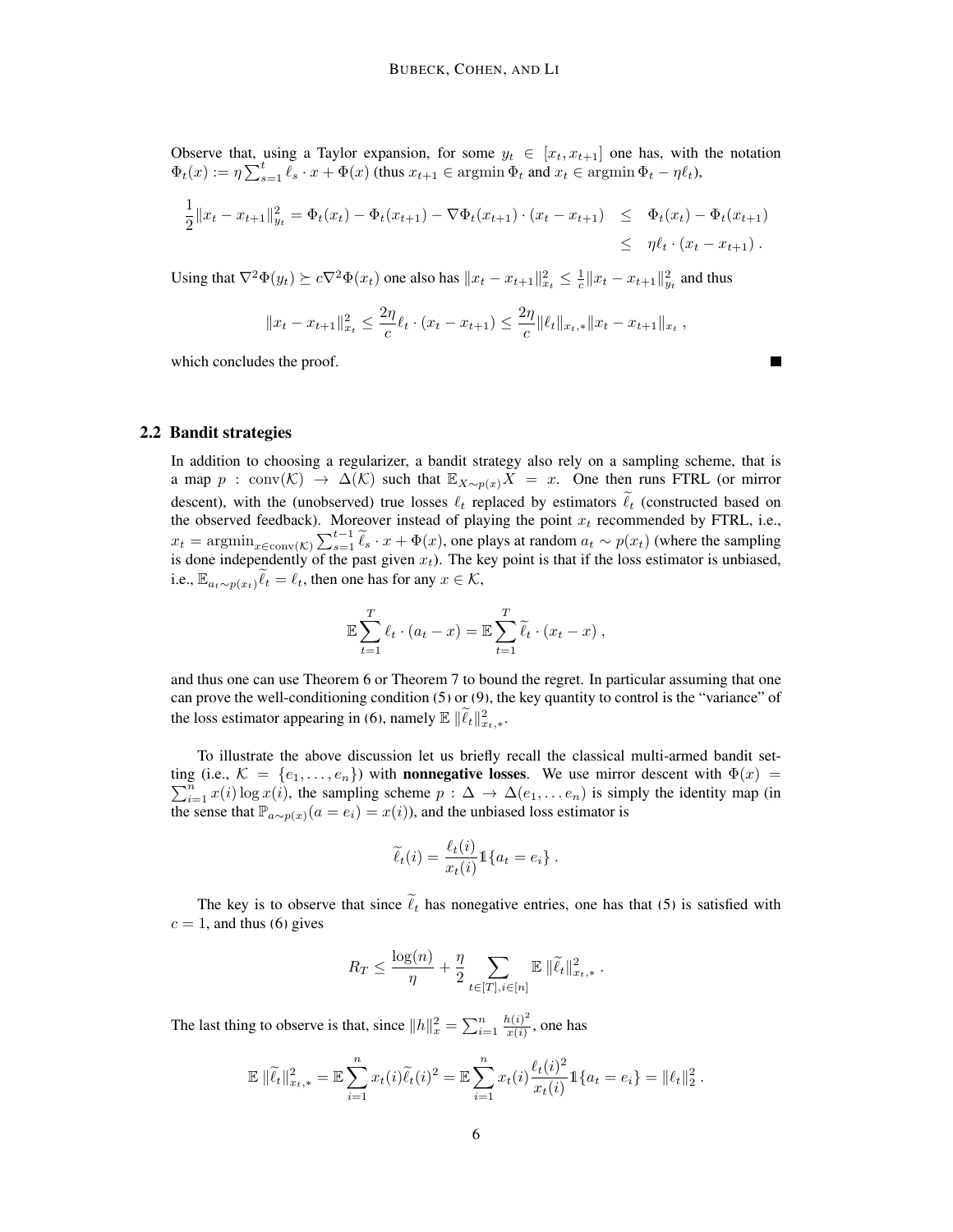Observe that, using a Taylor expansion, for some $y_t \in [x_t, x_{t+1}]$ one has, with the notation $\Phi_t(x) := \eta \sum_{s=1}^t \ell_s \cdot x + \Phi(x)$ (thus $x_{t+1} \in \operatorname{argmin} \Phi_t$ and $x_t \in \operatorname{argmin} \Phi_t - \eta \ell_t$),

$$
\begin{aligned}
\frac{1}{2}\|x_t - x_{t+1}\|_{y_t}^2 = \Phi_t(x_t) - \Phi_t(x_{t+1}) - \nabla \Phi_t(x_{t+1}) \cdot (x_t - x_{t+1}) \quad &\leq \quad \Phi_t(x_t) - \Phi_t(x_{t+1}) \\
&\leq \quad \eta \ell_t \cdot (x_t - x_{t+1}) \, .
\end{aligned}
$$

Using that $\nabla^2 \Phi(y_t) \succeq c \nabla^2 \Phi(x_t)$ one also has $\|x_t - x_{t+1}\|_{x_t}^2 \leq \frac{1}{c}\|x_t - x_{t+1}\|_{y_t}^2$ and thus

$$
\|x_t - x_{t+1}\|_{x_t}^2 \leq \frac{2\eta}{c} \ell_t \cdot (x_t - x_{t+1}) \leq \frac{2\eta}{c} \|\ell_t\|_{x_t,*} \|x_t - x_{t+1}\|_{x_t} \, ,
$$

which concludes the proof. ■

## 2.2 Bandit strategies

In addition to choosing a regularizer, a bandit strategy also rely on a sampling scheme, that is a map $p : \operatorname{conv}(\mathcal{K}) \to \Delta(\mathcal{K})$ such that $\mathbb{E}_{X \sim p(x)} X = x$. One then runs FTRL (or mirror descent), with the (unobserved) true losses $\ell_t$ replaced by estimators $\widetilde{\ell}_t$ (constructed based on the observed feedback). Moreover instead of playing the point $x_t$ recommended by FTRL, i.e., $x_t = \operatorname{argmin}_{x \in \operatorname{conv}(\mathcal{K})} \sum_{s=1}^{t-1} \widetilde{\ell}_s \cdot x + \Phi(x)$, one plays at random $a_t \sim p(x_t)$ (where the sampling is done independently of the past given $x_t$). The key point is that if the loss estimator is unbiased, i.e., $\mathbb{E}_{a_t \sim p(x_t)} \widetilde{\ell}_t = \ell_t$, then one has for any $x \in \mathcal{K}$,

$$
\mathbb{E} \sum_{t=1}^T \ell_t \cdot (a_t - x) = \mathbb{E} \sum_{t=1}^T \widetilde{\ell}_t \cdot (x_t - x) \, ,
$$

and thus one can use Theorem 6 or Theorem 7 to bound the regret. In particular assuming that one can prove the well-conditioning condition (5) or (9), the key quantity to control is the "variance" of the loss estimator appearing in (6), namely $\mathbb{E} \, \|\widetilde{\ell}_t\|_{x_t,*}^2$.

To illustrate the above discussion let us briefly recall the classical multi-armed bandit setting (i.e., $\mathcal{K} = \{e_1, \dots, e_n\}$) with **nonnegative losses**. We use mirror descent with $\Phi(x) = \sum_{i=1}^n x(i) \log x(i)$, the sampling scheme $p : \Delta \to \Delta(e_1, \dots e_n)$ is simply the identity map (in the sense that $\mathbb{P}_{a \sim p(x)}(a = e_i) = x(i)$), and the unbiased loss estimator is

$$
\widetilde{\ell}_t(i) = \frac{\ell_t(i)}{x_t(i)} \mathbb{1}\{a_t = e_i\} \, .
$$

The key is to observe that since $\widetilde{\ell}_t$ has nonegative entries, one has that (5) is satisfied with $c = 1$, and thus (6) gives

$$
R_T \leq \frac{\log(n)}{\eta} + \frac{\eta}{2} \sum_{t \in [T], i \in [n]} \mathbb{E} \, \|\widetilde{\ell}_t\|_{x_t,*}^2 \, .
$$

The last thing to observe is that, since $\|h\|_x^2 = \sum_{i=1}^n \frac{h(i)^2}{x(i)}$, one has

$$
\mathbb{E} \, \|\widetilde{\ell}_t\|_{x_t,*}^2 = \mathbb{E} \sum_{i=1}^n x_t(i) \widetilde{\ell}_t(i)^2 = \mathbb{E} \sum_{i=1}^n x_t(i) \frac{\ell_t(i)^2}{x_t(i)} \mathbb{1}\{a_t = e_i\} = \|\ell_t\|_2^2 \, .
$$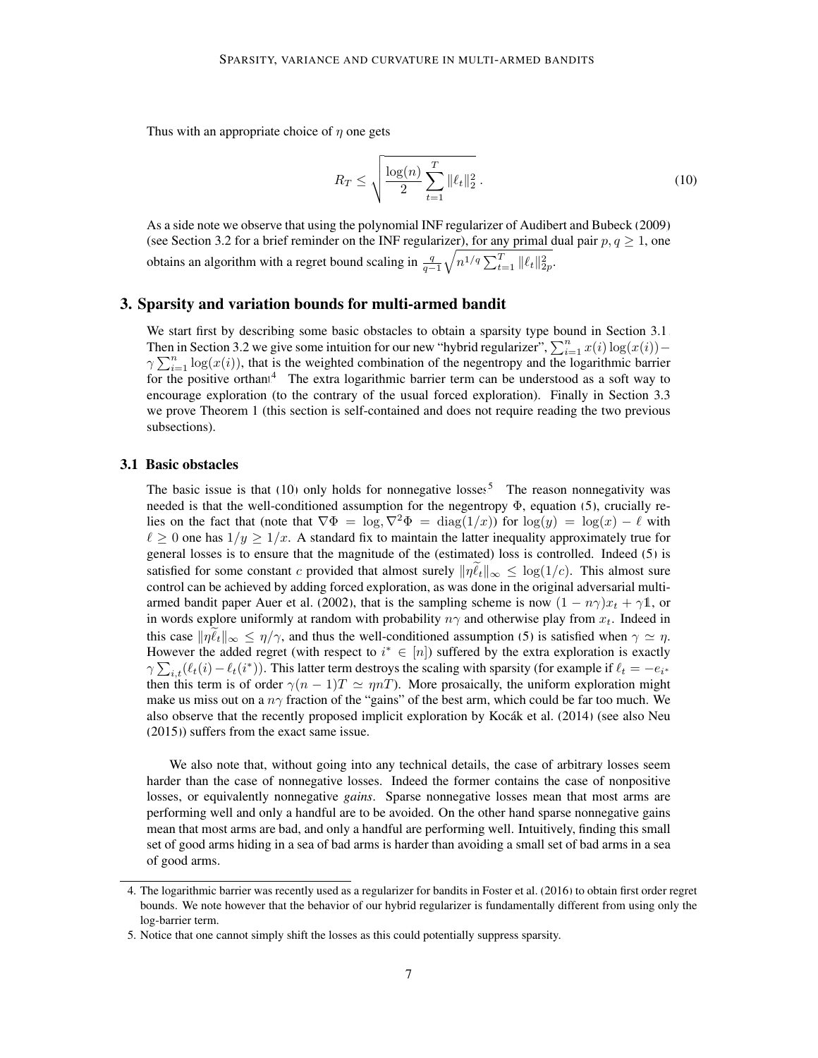Thus with an appropriate choice of $\eta$ one gets

$$R_T \leq \sqrt{\frac{\log(n)}{2} \sum_{t=1}^{T} \|\ell_t\|_2^2}\,. \tag{10}$$

As a side note we observe that using the polynomial INF regularizer of Audibert and Bubeck (2009) (see Section 3.2 for a brief reminder on the INF regularizer), for any primal dual pair $p, q \geq 1$, one obtains an algorithm with a regret bound scaling in $\frac{q}{q-1}\sqrt{n^{1/q} \sum_{t=1}^{T} \|\ell_t\|_{2p}^2}$.

## 3. Sparsity and variation bounds for multi-armed bandit

We start first by describing some basic obstacles to obtain a sparsity type bound in Section 3.1. Then in Section 3.2 we give some intuition for our new "hybrid regularizer", $\sum_{i=1}^{n} x(i)\log(x(i)) - \gamma \sum_{i=1}^{n} \log(x(i))$, that is the weighted combination of the negentropy and the logarithmic barrier for the positive orthant[4]. The extra logarithmic barrier term can be understood as a soft way to encourage exploration (to the contrary of the usual forced exploration). Finally in Section 3.3 we prove Theorem 1 (this section is self-contained and does not require reading the two previous subsections).

### 3.1 Basic obstacles

The basic issue is that (10) only holds for nonnegative losses[5]. The reason nonnegativity was needed is that the well-conditioned assumption for the negentropy $\Phi$, equation (5), crucially relies on the fact that (note that $\nabla\Phi = \log, \nabla^2\Phi = \mathrm{diag}(1/x)$) for $\log(y) = \log(x) - \ell$ with $\ell \geq 0$ one has $1/y \geq 1/x$. A standard fix to maintain the latter inequality approximately true for general losses is to ensure that the magnitude of the (estimated) loss is controlled. Indeed (5) is satisfied for some constant $c$ provided that almost surely $\|\eta\widetilde{\ell}_t\|_\infty \leq \log(1/c)$. This almost sure control can be achieved by adding forced exploration, as was done in the original adversarial multi-armed bandit paper Auer et al. (2002), that is the sampling scheme is now $(1 - n\gamma)x_t + \gamma\mathbb{1}$, or in words explore uniformly at random with probability $n\gamma$ and otherwise play from $x_t$. Indeed in this case $\|\eta\widetilde{\ell}_t\|_\infty \leq \eta/\gamma$, and thus the well-conditioned assumption (5) is satisfied when $\gamma \simeq \eta$. However the added regret (with respect to $i^* \in [n]$) suffered by the extra exploration is exactly $\gamma \sum_{i,t}(\ell_t(i) - \ell_t(i^*))$. This latter term destroys the scaling with sparsity (for example if $\ell_t = -e_{i^*}$ then this term is of order $\gamma(n-1)T \simeq \eta n T$). More prosaically, the uniform exploration might make us miss out on a $n\gamma$ fraction of the "gains" of the best arm, which could be far too much. We also observe that the recently proposed implicit exploration by Kocák et al. (2014) (see also Neu (2015)) suffers from the exact same issue.

We also note that, without going into any technical details, the case of arbitrary losses seem harder than the case of nonnegative losses. Indeed the former contains the case of nonpositive losses, or equivalently nonnegative *gains*. Sparse nonnegative losses mean that most arms are performing well and only a handful are to be avoided. On the other hand sparse nonnegative gains mean that most arms are bad, and only a handful are performing well. Intuitively, finding this small set of good arms hiding in a sea of bad arms is harder than avoiding a small set of bad arms in a sea of good arms.

---

4. The logarithmic barrier was recently used as a regularizer for bandits in Foster et al. (2016) to obtain first order regret bounds. We note however that the behavior of our hybrid regularizer is fundamentally different from using only the log-barrier term.

5. Notice that one cannot simply shift the losses as this could potentially suppress sparsity.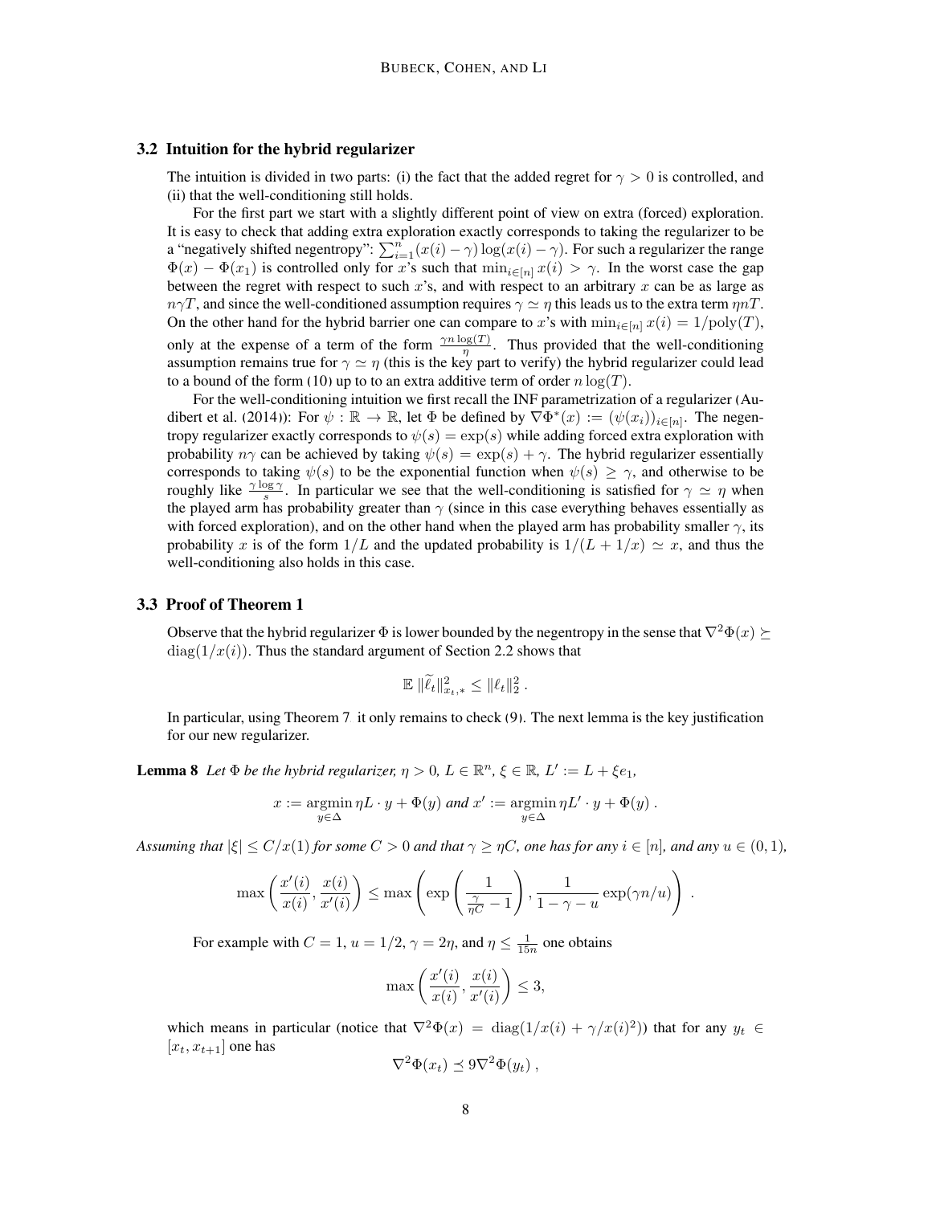### 3.2 Intuition for the hybrid regularizer

The intuition is divided in two parts: (i) the fact that the added regret for $\gamma > 0$ is controlled, and (ii) that the well-conditioning still holds.

For the first part we start with a slightly different point of view on extra (forced) exploration. It is easy to check that adding extra exploration exactly corresponds to taking the regularizer to be a "negatively shifted negentropy": $\sum_{i=1}^n (x(i) - \gamma) \log(x(i) - \gamma)$. For such a regularizer the range $\Phi(x) - \Phi(x_1)$ is controlled only for $x$'s such that $\min_{i \in [n]} x(i) > \gamma$. In the worst case the gap between the regret with respect to such $x$'s, and with respect to an arbitrary $x$ can be as large as $n\gamma T$, and since the well-conditioned assumption requires $\gamma \simeq \eta$ this leads us to the extra term $\eta n T$. On the other hand for the hybrid barrier one can compare to $x$'s with $\min_{i \in [n]} x(i) = 1/\mathrm{poly}(T)$, only at the expense of a term of the form $\frac{\gamma n \log(T)}{\eta}$. Thus provided that the well-conditioning assumption remains true for $\gamma \simeq \eta$ (this is the key part to verify) the hybrid regularizer could lead to a bound of the form (10) up to to an extra additive term of order $n \log(T)$.

For the well-conditioning intuition we first recall the INF parametrization of a regularizer (Audibert et al. (2014)): For $\psi : \mathbb{R} \to \mathbb{R}$, let $\Phi$ be defined by $\nabla \Phi^*(x) := (\psi(x_i))_{i \in [n]}$. The negentropy regularizer exactly corresponds to $\psi(s) = \exp(s)$ while adding forced extra exploration with probability $n\gamma$ can be achieved by taking $\psi(s) = \exp(s) + \gamma$. The hybrid regularizer essentially corresponds to taking $\psi(s)$ to be the exponential function when $\psi(s) \geq \gamma$, and otherwise to be roughly like $\frac{\gamma \log \gamma}{s}$. In particular we see that the well-conditioning is satisfied for $\gamma \simeq \eta$ when the played arm has probability greater than $\gamma$ (since in this case everything behaves essentially as with forced exploration), and on the other hand when the played arm has probability smaller $\gamma$, its probability $x$ is of the form $1/L$ and the updated probability is $1/(L + 1/x) \simeq x$, and thus the well-conditioning also holds in this case.

### 3.3 Proof of Theorem 1

Observe that the hybrid regularizer $\Phi$ is lower bounded by the negentropy in the sense that $\nabla^2 \Phi(x) \succeq \mathrm{diag}(1/x(i))$. Thus the standard argument of Section 2.2 shows that

$$\mathbb{E}\, \|\widetilde{\ell}_t\|_{x_t,*}^2 \leq \|\ell_t\|_2^2 \,.$$

In particular, using Theorem 7 it only remains to check (9). The next lemma is the key justification for our new regularizer.

**Lemma 8** *Let $\Phi$ be the hybrid regularizer, $\eta > 0$, $L \in \mathbb{R}^n$, $\xi \in \mathbb{R}$, $L' := L + \xi e_1$,*

$$x := \operatorname*{argmin}_{y \in \Delta} \eta L \cdot y + \Phi(y) \text{ and } x' := \operatorname*{argmin}_{y \in \Delta} \eta L' \cdot y + \Phi(y) \,.$$

*Assuming that $|\xi| \leq C/x(1)$ for some $C > 0$ and that $\gamma \geq \eta C$, one has for any $i \in [n]$, and any $u \in (0,1)$,*

$$\max\left(\frac{x'(i)}{x(i)}, \frac{x(i)}{x'(i)}\right) \leq \max\left(\exp\left(\frac{1}{\frac{\gamma}{\eta C} - 1}\right), \frac{1}{1 - \gamma - u} \exp(\gamma n / u)\right) \,.$$

For example with $C = 1$, $u = 1/2$, $\gamma = 2\eta$, and $\eta \leq \frac{1}{15n}$ one obtains

$$\max\left(\frac{x'(i)}{x(i)}, \frac{x(i)}{x'(i)}\right) \leq 3,$$

which means in particular (notice that $\nabla^2 \Phi(x) = \mathrm{diag}(1/x(i) + \gamma/x(i)^2)$) that for any $y_t \in [x_t, x_{t+1}]$ one has

$$\nabla^2 \Phi(x_t) \preceq 9 \nabla^2 \Phi(y_t) \,,$$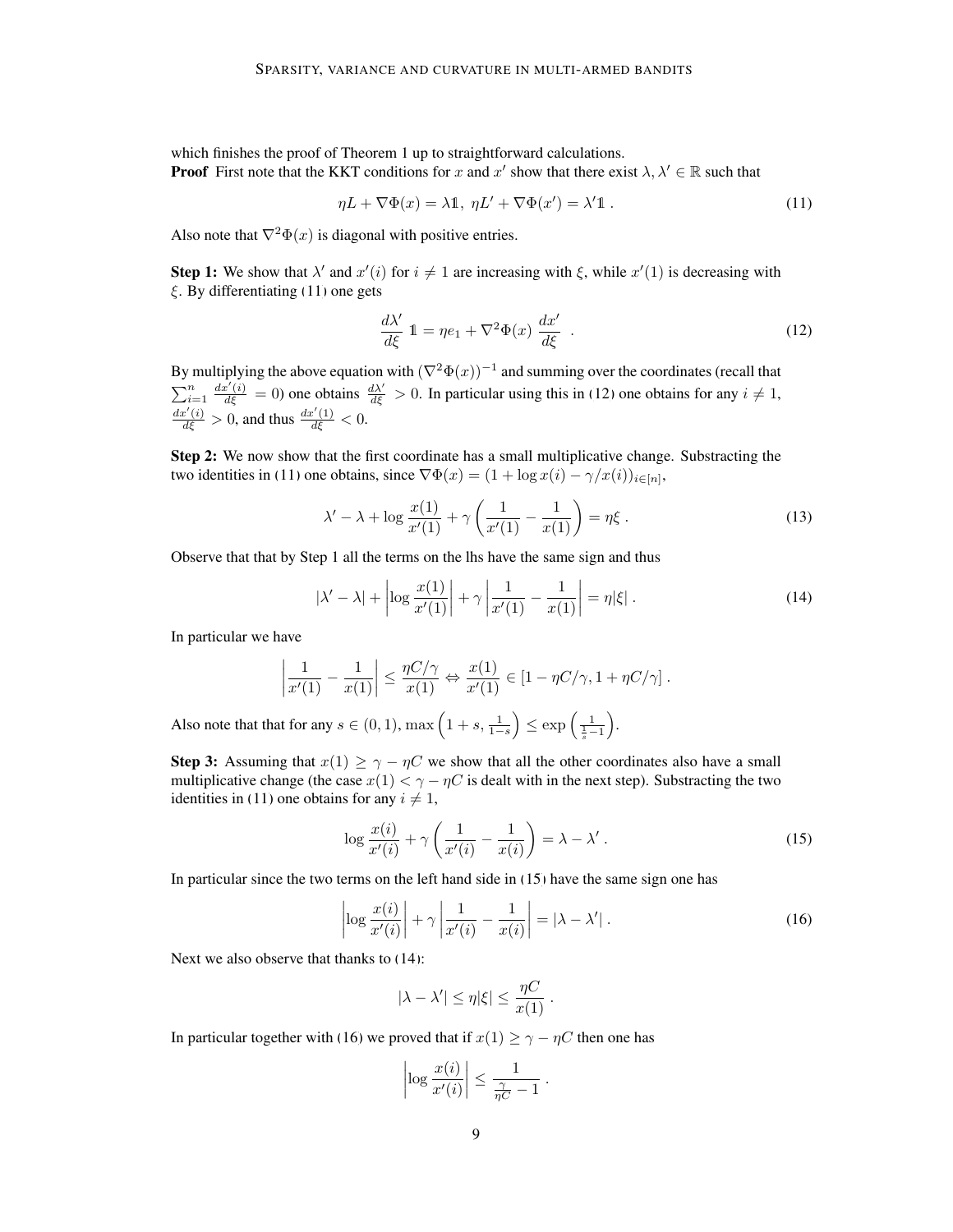which finishes the proof of Theorem 1 up to straightforward calculations.

**Proof** First note that the KKT conditions for $x$ and $x'$ show that there exist $\lambda, \lambda' \in \mathbb{R}$ such that

$$\eta L + \nabla \Phi(x) = \lambda \mathbb{1},\ \eta L' + \nabla \Phi(x') = \lambda' \mathbb{1}\ . \tag{11}$$

Also note that $\nabla^2 \Phi(x)$ is diagonal with positive entries.

**Step 1:** We show that $\lambda'$ and $x'(i)$ for $i \neq 1$ are increasing with $\xi$, while $x'(1)$ is decreasing with $\xi$. By differentiating (11) one gets

$$\frac{d\lambda'}{d\xi}\ \mathbb{1} = \eta e_1 + \nabla^2 \Phi(x)\ \frac{dx'}{d\xi}\ \ . \tag{12}$$

By multiplying the above equation with $(\nabla^2 \Phi(x))^{-1}$ and summing over the coordinates (recall that $\sum_{i=1}^n \frac{dx'(i)}{d\xi} = 0$) one obtains $\frac{d\lambda'}{d\xi} > 0$. In particular using this in (12) one obtains for any $i \neq 1$, $\frac{dx'(i)}{d\xi} > 0$, and thus $\frac{dx'(1)}{d\xi} < 0$.

**Step 2:** We now show that the first coordinate has a small multiplicative change. Substracting the two identities in (11) one obtains, since $\nabla \Phi(x) = (1 + \log x(i) - \gamma / x(i))_{i \in [n]}$,

$$\lambda' - \lambda + \log \frac{x(1)}{x'(1)} + \gamma \left( \frac{1}{x'(1)} - \frac{1}{x(1)} \right) = \eta \xi\ . \tag{13}$$

Observe that that by Step 1 all the terms on the lhs have the same sign and thus

$$|\lambda' - \lambda| + \left| \log \frac{x(1)}{x'(1)} \right| + \gamma \left| \frac{1}{x'(1)} - \frac{1}{x(1)} \right| = \eta |\xi|\ . \tag{14}$$

In particular we have

$$\left| \frac{1}{x'(1)} - \frac{1}{x(1)} \right| \leq \frac{\eta C / \gamma}{x(1)} \Leftrightarrow \frac{x(1)}{x'(1)} \in [1 - \eta C/\gamma, 1 + \eta C/\gamma]\ .$$

Also note that that for any $s \in (0,1)$, $\max\left(1+s, \frac{1}{1-s}\right) \leq \exp\left(\frac{1}{\frac{1}{s} - 1}\right)$.

**Step 3:** Assuming that $x(1) \geq \gamma - \eta C$ we show that all the other coordinates also have a small multiplicative change (the case $x(1) < \gamma - \eta C$ is dealt with in the next step). Substracting the two identities in (11) one obtains for any $i \neq 1$,

$$\log \frac{x(i)}{x'(i)} + \gamma \left( \frac{1}{x'(i)} - \frac{1}{x(i)} \right) = \lambda - \lambda'\ . \tag{15}$$

In particular since the two terms on the left hand side in (15) have the same sign one has

$$\left| \log \frac{x(i)}{x'(i)} \right| + \gamma \left| \frac{1}{x'(i)} - \frac{1}{x(i)} \right| = |\lambda - \lambda'|\ . \tag{16}$$

Next we also observe that thanks to (14):

$$|\lambda - \lambda'| \leq \eta |\xi| \leq \frac{\eta C}{x(1)}\ .$$

In particular together with (16) we proved that if $x(1) \geq \gamma - \eta C$ then one has

$$\left| \log \frac{x(i)}{x'(i)} \right| \leq \frac{1}{\frac{\gamma}{\eta C} - 1}\ .$$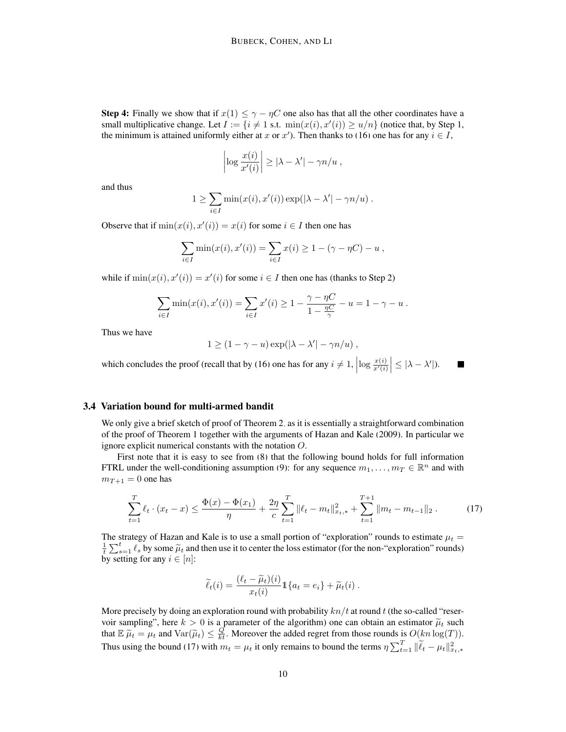**Step 4:** Finally we show that if $x(1) \leq \gamma - \eta C$ one also has that all the other coordinates have a small multiplicative change. Let $I := \{i \neq 1 \text{ s.t. } \min(x(i), x'(i)) \geq u/n\}$ (notice that, by Step 1, the minimum is attained uniformly either at $x$ or $x'$). Then thanks to (16) one has for any $i \in I$,

$$\left|\log \frac{x(i)}{x'(i)}\right| \geq |\lambda - \lambda'| - \gamma n/u ,$$

and thus

$$1 \geq \sum_{i \in I} \min(x(i), x'(i)) \exp(|\lambda - \lambda'| - \gamma n/u) .$$

Observe that if $\min(x(i), x'(i)) = x(i)$ for some $i \in I$ then one has

$$\sum_{i \in I} \min(x(i), x'(i)) = \sum_{i \in I} x(i) \geq 1 - (\gamma - \eta C) - u ,$$

while if $\min(x(i), x'(i)) = x'(i)$ for some $i \in I$ then one has (thanks to Step 2)

$$\sum_{i \in I} \min(x(i), x'(i)) = \sum_{i \in I} x'(i) \geq 1 - \frac{\gamma - \eta C}{1 - \frac{\eta C}{\gamma}} - u = 1 - \gamma - u .$$

Thus we have

$$1 \geq (1 - \gamma - u) \exp(|\lambda - \lambda'| - \gamma n/u) ,$$

which concludes the proof (recall that by (16) one has for any $i \neq 1$, $\left|\log \frac{x(i)}{x'(i)}\right| \leq |\lambda - \lambda'|$). ■

### 3.4 Variation bound for multi-armed bandit

We only give a brief sketch of proof of Theorem 2, as it is essentially a straightforward combination of the proof of Theorem 1 together with the arguments of Hazan and Kale (2009). In particular we ignore explicit numerical constants with the notation $O$.

First note that it is easy to see from (8) that the following bound holds for full information FTRL under the well-conditioning assumption (9): for any sequence $m_1, \ldots, m_T \in \mathbb{R}^n$ and with $m_{T+1} = 0$ one has

$$\sum_{t=1}^{T} \ell_t \cdot (x_t - x) \leq \frac{\Phi(x) - \Phi(x_1)}{\eta} + \frac{2\eta}{c} \sum_{t=1}^{T} \|\ell_t - m_t\|_{x_t,*}^2 + \sum_{t=1}^{T+1} \|m_t - m_{t-1}\|_2 . \tag{17}$$

The strategy of Hazan and Kale is to use a small portion of "exploration" rounds to estimate $\mu_t = \frac{1}{t}\sum_{s=1}^{t} \ell_s$ by some $\widetilde{\mu}_t$ and then use it to center the loss estimator (for the non-"exploration" rounds) by setting for any $i \in [n]$:

$$\widetilde{\ell}_t(i) = \frac{(\ell_t - \widetilde{\mu}_t)(i)}{x_t(i)} \mathbb{1}\{a_t = e_i\} + \widetilde{\mu}_t(i) .$$

More precisely by doing an exploration round with probability $kn/t$ at round $t$ (the so-called "reservoir sampling", here $k > 0$ is a parameter of the algorithm) one can obtain an estimator $\widetilde{\mu}_t$ such that $\mathbb{E}\, \widetilde{\mu}_t = \mu_t$ and $\mathrm{Var}(\widetilde{\mu}_t) \leq \frac{Q}{kt}$. Moreover the added regret from those rounds is $O(kn \log(T))$. Thus using the bound (17) with $m_t = \mu_t$ it only remains to bound the terms $\eta \sum_{t=1}^{T} \|\widetilde{\ell}_t - \mu_t\|_{x_t,*}^2$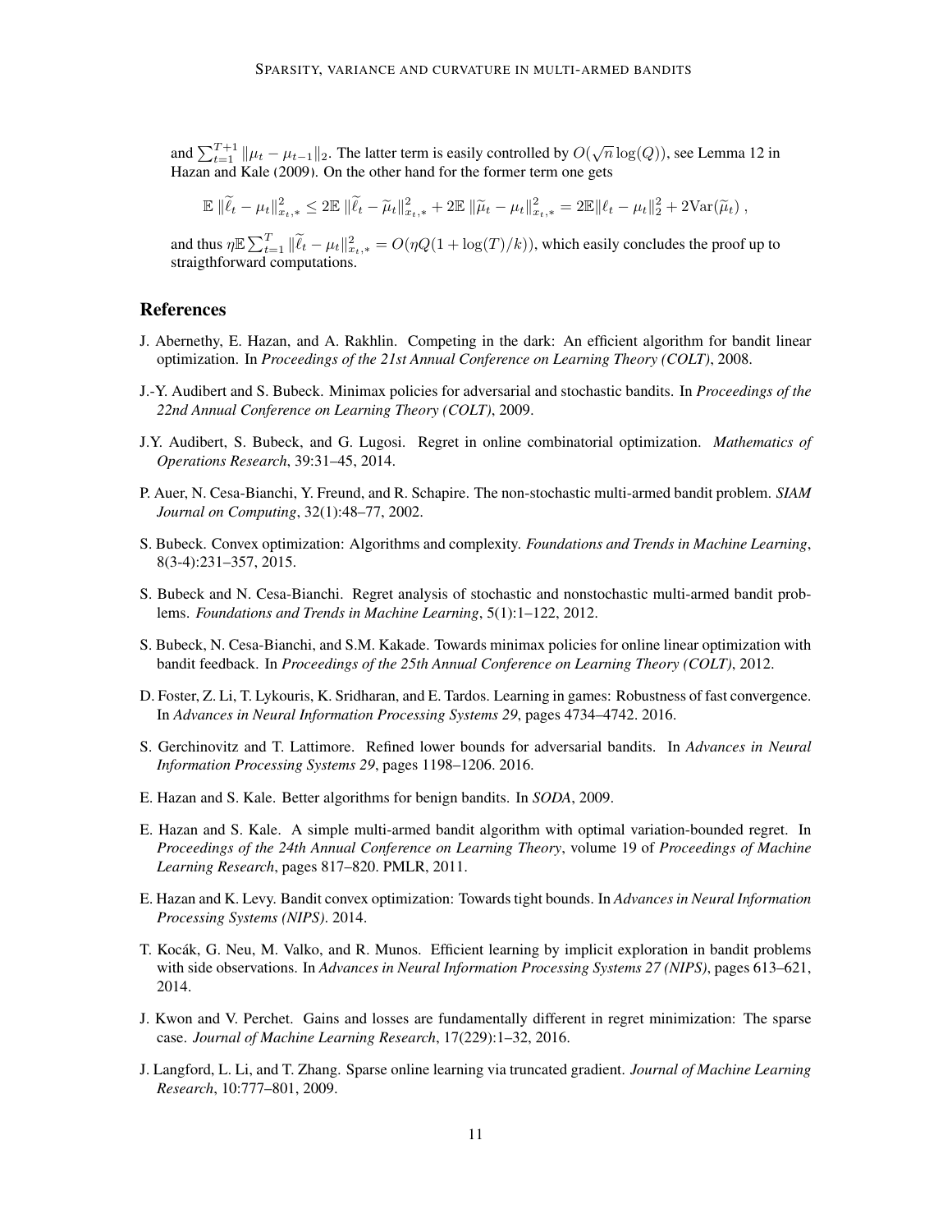and $\sum_{t=1}^{T+1} \|\mu_t - \mu_{t-1}\|_2$. The latter term is easily controlled by $O(\sqrt{n}\log(Q))$, see Lemma 12 in Hazan and Kale (2009). On the other hand for the former term one gets

$$\mathbb{E}\,\|\widetilde{\ell}_t - \mu_t\|_{x_t,*}^2 \leq 2\mathbb{E}\,\|\widetilde{\ell}_t - \widetilde{\mu}_t\|_{x_t,*}^2 + 2\mathbb{E}\,\|\widetilde{\mu}_t - \mu_t\|_{x_t,*}^2 = 2\mathbb{E}\|\ell_t - \mu_t\|_2^2 + 2\mathrm{Var}(\widetilde{\mu}_t)\,,$$

and thus $\eta\mathbb{E}\sum_{t=1}^{T} \|\widetilde{\ell}_t - \mu_t\|_{x_t,*}^2 = O(\eta Q(1 + \log(T)/k))$, which easily concludes the proof up to straigthforward computations.

## References

J. Abernethy, E. Hazan, and A. Rakhlin. Competing in the dark: An efficient algorithm for bandit linear optimization. In *Proceedings of the 21st Annual Conference on Learning Theory (COLT)*, 2008.

J.-Y. Audibert and S. Bubeck. Minimax policies for adversarial and stochastic bandits. In *Proceedings of the 22nd Annual Conference on Learning Theory (COLT)*, 2009.

J.Y. Audibert, S. Bubeck, and G. Lugosi. Regret in online combinatorial optimization. *Mathematics of Operations Research*, 39:31–45, 2014.

P. Auer, N. Cesa-Bianchi, Y. Freund, and R. Schapire. The non-stochastic multi-armed bandit problem. *SIAM Journal on Computing*, 32(1):48–77, 2002.

S. Bubeck. Convex optimization: Algorithms and complexity. *Foundations and Trends in Machine Learning*, 8(3-4):231–357, 2015.

S. Bubeck and N. Cesa-Bianchi. Regret analysis of stochastic and nonstochastic multi-armed bandit problems. *Foundations and Trends in Machine Learning*, 5(1):1–122, 2012.

S. Bubeck, N. Cesa-Bianchi, and S.M. Kakade. Towards minimax policies for online linear optimization with bandit feedback. In *Proceedings of the 25th Annual Conference on Learning Theory (COLT)*, 2012.

D. Foster, Z. Li, T. Lykouris, K. Sridharan, and E. Tardos. Learning in games: Robustness of fast convergence. In *Advances in Neural Information Processing Systems 29*, pages 4734–4742. 2016.

S. Gerchinovitz and T. Lattimore. Refined lower bounds for adversarial bandits. In *Advances in Neural Information Processing Systems 29*, pages 1198–1206. 2016.

E. Hazan and S. Kale. Better algorithms for benign bandits. In *SODA*, 2009.

E. Hazan and S. Kale. A simple multi-armed bandit algorithm with optimal variation-bounded regret. In *Proceedings of the 24th Annual Conference on Learning Theory*, volume 19 of *Proceedings of Machine Learning Research*, pages 817–820. PMLR, 2011.

E. Hazan and K. Levy. Bandit convex optimization: Towards tight bounds. In *Advances in Neural Information Processing Systems (NIPS)*. 2014.

T. Kocák, G. Neu, M. Valko, and R. Munos. Efficient learning by implicit exploration in bandit problems with side observations. In *Advances in Neural Information Processing Systems 27 (NIPS)*, pages 613–621, 2014.

J. Kwon and V. Perchet. Gains and losses are fundamentally different in regret minimization: The sparse case. *Journal of Machine Learning Research*, 17(229):1–32, 2016.

J. Langford, L. Li, and T. Zhang. Sparse online learning via truncated gradient. *Journal of Machine Learning Research*, 10:777–801, 2009.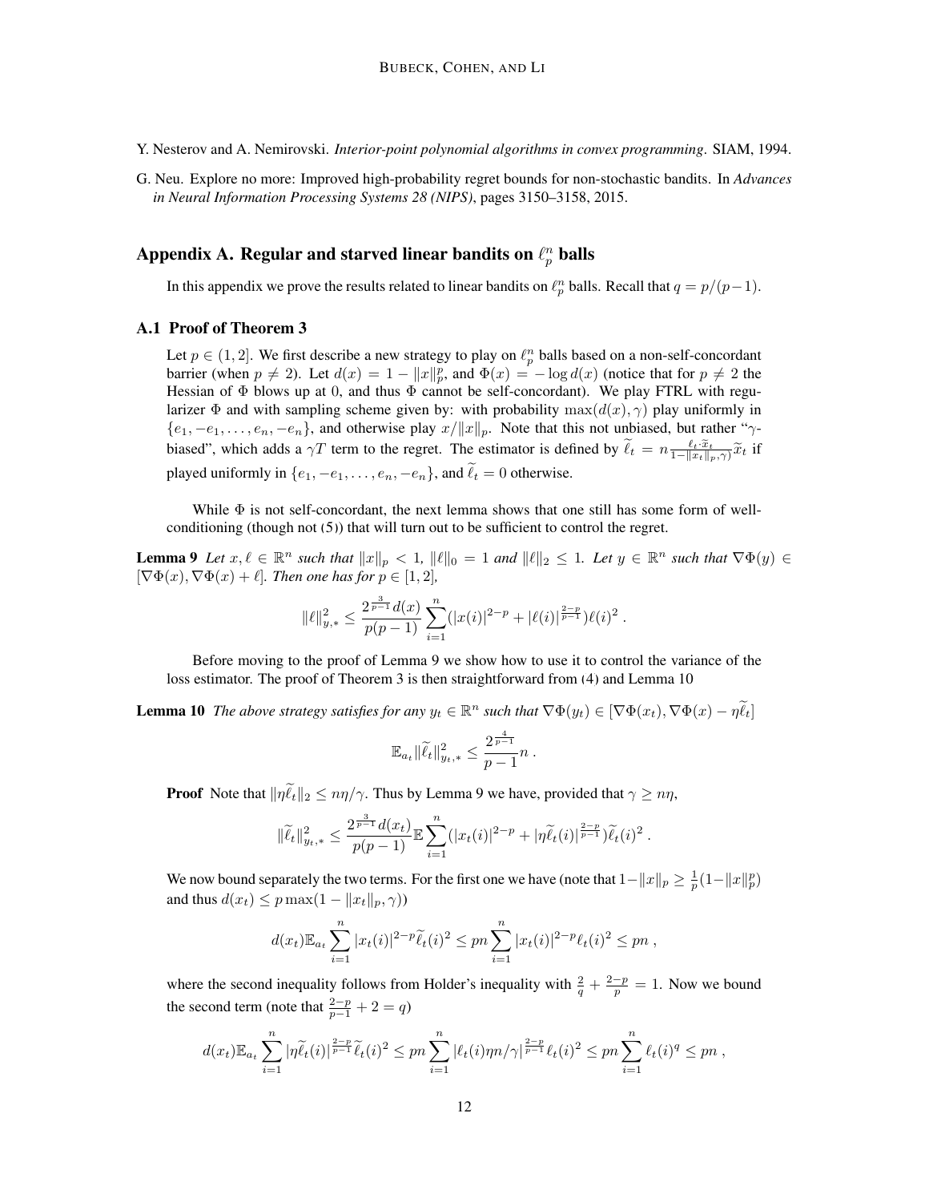Y. Nesterov and A. Nemirovski. *Interior-point polynomial algorithms in convex programming*. SIAM, 1994.

G. Neu. Explore no more: Improved high-probability regret bounds for non-stochastic bandits. In *Advances in Neural Information Processing Systems 28 (NIPS)*, pages 3150–3158, 2015.

## Appendix A. Regular and starved linear bandits on $\ell_p^n$ balls

In this appendix we prove the results related to linear bandits on $\ell_p^n$ balls. Recall that $q = p/(p-1)$.

### A.1 Proof of Theorem 3

Let $p \in (1, 2]$. We first describe a new strategy to play on $\ell_p^n$ balls based on a non-self-concordant barrier (when $p \neq 2$). Let $d(x) = 1 - \|x\|_p^p$, and $\Phi(x) = -\log d(x)$ (notice that for $p \neq 2$ the Hessian of $\Phi$ blows up at 0, and thus $\Phi$ cannot be self-concordant). We play FTRL with regularizer $\Phi$ and with sampling scheme given by: with probability $\max(d(x), \gamma)$ play uniformly in $\{e_1, -e_1, \dots, e_n, -e_n\}$, and otherwise play $x/\|x\|_p$. Note that this not unbiased, but rather "$\gamma$-biased", which adds a $\gamma T$ term to the regret. The estimator is defined by $\widetilde{\ell}_t = n \frac{\ell_t \cdot \widetilde{x}_t}{1 - \|x_t\|_p, \gamma)} \widetilde{x}_t$ if played uniformly in $\{e_1, -e_1, \dots, e_n, -e_n\}$, and $\widetilde{\ell}_t = 0$ otherwise.

While $\Phi$ is not self-concordant, the next lemma shows that one still has some form of well-conditioning (though not (5)) that will turn out to be sufficient to control the regret.

**Lemma 9** *Let $x, \ell \in \mathbb{R}^n$ such that $\|x\|_p < 1$, $\|\ell\|_0 = 1$ and $\|\ell\|_2 \leq 1$. Let $y \in \mathbb{R}^n$ such that $\nabla\Phi(y) \in [\nabla\Phi(x), \nabla\Phi(x) + \ell]$. Then one has for $p \in [1, 2]$,*

$$\|\ell\|_{y,*}^2 \leq \frac{2^{\frac{3}{p-1}} d(x)}{p(p-1)} \sum_{i=1}^n (|x(i)|^{2-p} + |\ell(i)|^{\frac{2-p}{p-1}}) \ell(i)^2 \, .$$

Before moving to the proof of Lemma 9 we show how to use it to control the variance of the loss estimator. The proof of Theorem 3 is then straightforward from (4) and Lemma 10

**Lemma 10** *The above strategy satisfies for any $y_t \in \mathbb{R}^n$ such that $\nabla\Phi(y_t) \in [\nabla\Phi(x_t), \nabla\Phi(x) - \eta\widetilde{\ell}_t]$*

$$\mathbb{E}_{a_t} \|\widetilde{\ell}_t\|_{y_t,*}^2 \leq \frac{2^{\frac{4}{p-1}}}{p-1} n \, .$$

**Proof** Note that $\|\eta\widetilde{\ell}_t\|_2 \leq n\eta/\gamma$. Thus by Lemma 9 we have, provided that $\gamma \geq n\eta$,

$$\|\widetilde{\ell}_t\|_{y_t,*}^2 \leq \frac{2^{\frac{3}{p-1}} d(x_t)}{p(p-1)} \mathbb{E} \sum_{i=1}^n (|x_t(i)|^{2-p} + |\eta\widetilde{\ell}_t(i)|^{\frac{2-p}{p-1}}) \widetilde{\ell}_t(i)^2 \, .$$

We now bound separately the two terms. For the first one we have (note that $1 - \|x\|_p \geq \frac{1}{p}(1 - \|x\|_p^p)$ and thus $d(x_t) \leq p \max(1 - \|x_t\|_p, \gamma)$)

$$d(x_t) \mathbb{E}_{a_t} \sum_{i=1}^n |x_t(i)|^{2-p} \widetilde{\ell}_t(i)^2 \leq pn \sum_{i=1}^n |x_t(i)|^{2-p} \ell_t(i)^2 \leq pn \, ,$$

where the second inequality follows from Holder's inequality with $\frac{2}{q} + \frac{2-p}{p} = 1$. Now we bound the second term (note that $\frac{2-p}{p-1} + 2 = q$)

$$d(x_t) \mathbb{E}_{a_t} \sum_{i=1}^n |\eta\widetilde{\ell}_t(i)|^{\frac{2-p}{p-1}} \widetilde{\ell}_t(i)^2 \leq pn \sum_{i=1}^n |\ell_t(i)\eta n/\gamma|^{\frac{2-p}{p-1}} \ell_t(i)^2 \leq pn \sum_{i=1}^n \ell_t(i)^q \leq pn \, ,$$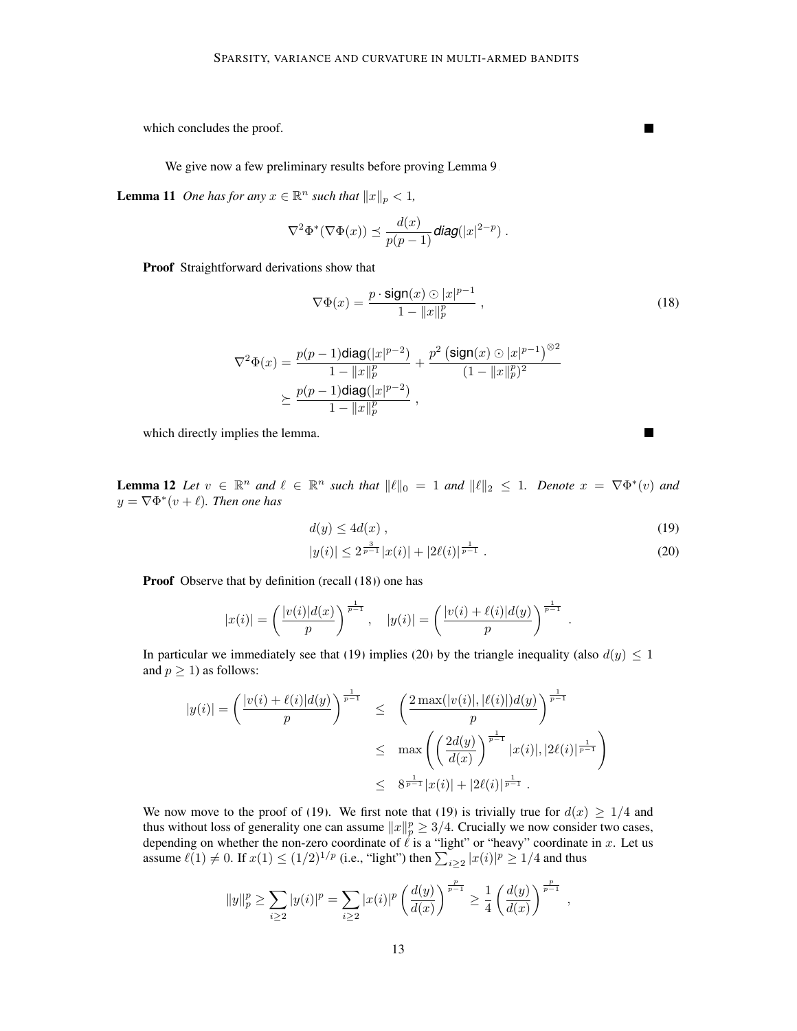which concludes the proof. ■

We give now a few preliminary results before proving Lemma 9

**Lemma 11** *One has for any $x \in \mathbb{R}^n$ such that $\|x\|_p < 1$,*

$$\nabla^2 \Phi^*(\nabla \Phi(x)) \preceq \frac{d(x)}{p(p-1)} \textit{\textbf{diag}}(|x|^{2-p}) .$$

**Proof** Straightforward derivations show that

$$\nabla \Phi(x) = \frac{p \cdot \mathsf{sign}(x) \odot |x|^{p-1}}{1 - \|x\|_p^p} , \tag{18}$$

$$\begin{aligned} \nabla^2 \Phi(x) &= \frac{p(p-1)\mathsf{diag}(|x|^{p-2})}{1 - \|x\|_p^p} + \frac{p^2 \left(\mathsf{sign}(x) \odot |x|^{p-1}\right)^{\otimes 2}}{(1 - \|x\|_p^p)^2} \\ &\succeq \frac{p(p-1)\mathsf{diag}(|x|^{p-2})}{1 - \|x\|_p^p} , \end{aligned}$$

which directly implies the lemma. ■

**Lemma 12** *Let $v \in \mathbb{R}^n$ and $\ell \in \mathbb{R}^n$ such that $\|\ell\|_0 = 1$ and $\|\ell\|_2 \leq 1$. Denote $x = \nabla \Phi^*(v)$ and $y = \nabla \Phi^*(v + \ell)$. Then one has*

$$d(y) \leq 4 d(x) , \tag{19}$$

$$|y(i)| \leq 2^{\frac{3}{p-1}} |x(i)| + |2\ell(i)|^{\frac{1}{p-1}} . \tag{20}$$

**Proof** Observe that by definition (recall (18)) one has

$$|x(i)| = \left(\frac{|v(i)| d(x)}{p}\right)^{\frac{1}{p-1}} , \quad |y(i)| = \left(\frac{|v(i) + \ell(i)| d(y)}{p}\right)^{\frac{1}{p-1}} .$$

In particular we immediately see that (19) implies (20) by the triangle inequality (also $d(y) \leq 1$ and $p \geq 1$) as follows:

$$\begin{aligned} |y(i)| = \left(\frac{|v(i) + \ell(i)| d(y)}{p}\right)^{\frac{1}{p-1}} &\leq \left(\frac{2 \max(|v(i)|, |\ell(i)|) d(y)}{p}\right)^{\frac{1}{p-1}} \\ &\leq \max\left( \left(\frac{2 d(y)}{d(x)}\right)^{\frac{1}{p-1}} |x(i)|, |2\ell(i)|^{\frac{1}{p-1}} \right) \\ &\leq 8^{\frac{1}{p-1}} |x(i)| + |2\ell(i)|^{\frac{1}{p-1}} . \end{aligned}$$

We now move to the proof of (19). We first note that (19) is trivially true for $d(x) \geq 1/4$ and thus without loss of generality one can assume $\|x\|_p^p \geq 3/4$. Crucially we now consider two cases, depending on whether the non-zero coordinate of $\ell$ is a "light" or "heavy" coordinate in $x$. Let us assume $\ell(1) \neq 0$. If $x(1) \leq (1/2)^{1/p}$ (i.e., "light") then $\sum_{i \geq 2} |x(i)|^p \geq 1/4$ and thus

$$\|y\|_p^p \geq \sum_{i \geq 2} |y(i)|^p = \sum_{i \geq 2} |x(i)|^p \left(\frac{d(y)}{d(x)}\right)^{\frac{p}{p-1}} \geq \frac{1}{4} \left(\frac{d(y)}{d(x)}\right)^{\frac{p}{p-1}} ,$$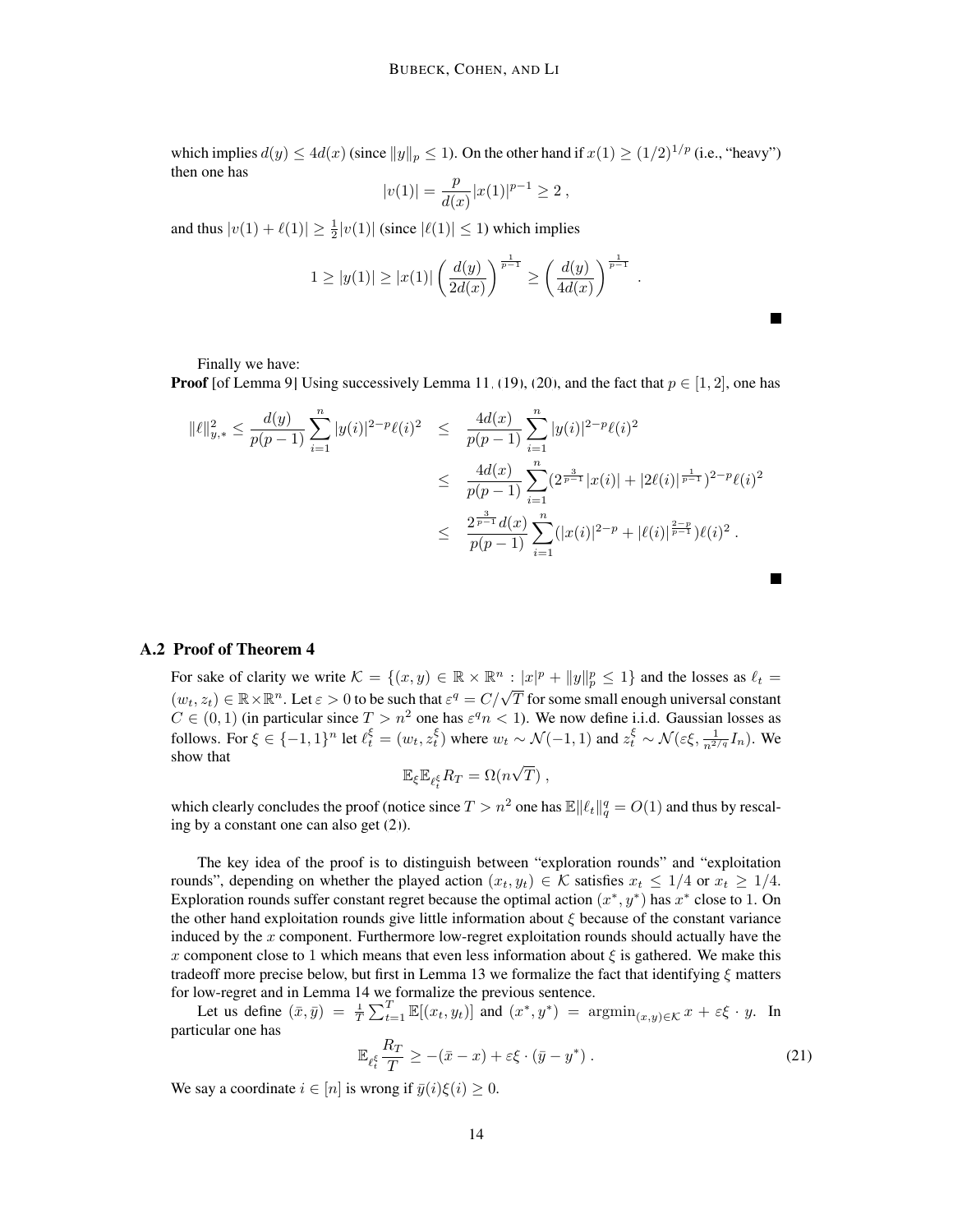which implies $d(y) \leq 4d(x)$ (since $\|y\|_p \leq 1$). On the other hand if $x(1) \geq (1/2)^{1/p}$ (i.e., "heavy") then one has

$$|v(1)| = \frac{p}{d(x)} |x(1)|^{p-1} \geq 2 \,,$$

and thus $|v(1) + \ell(1)| \geq \frac{1}{2}|v(1)|$ (since $|\ell(1)| \leq 1$) which implies

$$1 \geq |y(1)| \geq |x(1)| \left( \frac{d(y)}{2d(x)} \right)^{\frac{1}{p-1}} \geq \left( \frac{d(y)}{4d(x)} \right)^{\frac{1}{p-1}} .$$

■

Finally we have:

**Proof** [of Lemma 9] Using successively Lemma 11, (19), (20), and the fact that $p \in [1,2]$, one has

$$\begin{aligned}
\|\ell\|_{y,*}^2 \leq \frac{d(y)}{p(p-1)} \sum_{i=1}^n |y(i)|^{2-p} \ell(i)^2 &\leq \frac{4d(x)}{p(p-1)} \sum_{i=1}^n |y(i)|^{2-p} \ell(i)^2 \\
&\leq \frac{4d(x)}{p(p-1)} \sum_{i=1}^n (2^{\frac{3}{p-1}} |x(i)| + |2\ell(i)|^{\frac{1}{p-1}})^{2-p} \ell(i)^2 \\
&\leq \frac{2^{\frac{3}{p-1}} d(x)}{p(p-1)} \sum_{i=1}^n (|x(i)|^{2-p} + |\ell(i)|^{\frac{2-p}{p-1}}) \ell(i)^2 \,.
\end{aligned}$$

■

## A.2 Proof of Theorem 4

For sake of clarity we write $\mathcal{K} = \{(x,y) \in \mathbb{R} \times \mathbb{R}^n : |x|^p + \|y\|_p^p \leq 1\}$ and the losses as $\ell_t = (w_t, z_t) \in \mathbb{R} \times \mathbb{R}^n$. Let $\varepsilon > 0$ to be such that $\varepsilon^q = C/\sqrt{T}$ for some small enough universal constant $C \in (0,1)$ (in particular since $T > n^2$ one has $\varepsilon^q n < 1$). We now define i.i.d. Gaussian losses as follows. For $\xi \in \{-1,1\}^n$ let $\ell_t^\xi = (w_t, z_t^\xi)$ where $w_t \sim \mathcal{N}(-1,1)$ and $z_t^\xi \sim \mathcal{N}(\varepsilon\xi, \frac{1}{n^{2/q}} I_n)$. We show that

$$\mathbb{E}_\xi \mathbb{E}_{\ell_t^\xi} R_T = \Omega(n\sqrt{T}) \,,$$

which clearly concludes the proof (notice since $T > n^2$ one has $\mathbb{E}\|\ell_t\|_q^q = O(1)$ and thus by rescaling by a constant one can also get (2)).

The key idea of the proof is to distinguish between "exploration rounds" and "exploitation rounds", depending on whether the played action $(x_t, y_t) \in \mathcal{K}$ satisfies $x_t \leq 1/4$ or $x_t \geq 1/4$. Exploration rounds suffer constant regret because the optimal action $(x^*, y^*)$ has $x^*$ close to 1. On the other hand exploitation rounds give little information about $\xi$ because of the constant variance induced by the $x$ component. Furthermore low-regret exploitation rounds should actually have the $x$ component close to 1 which means that even less information about $\xi$ is gathered. We make this tradeoff more precise below, but first in Lemma 13 we formalize the fact that identifying $\xi$ matters for low-regret and in Lemma 14 we formalize the previous sentence.

Let us define $(\bar{x}, \bar{y}) = \frac{1}{T}\sum_{t=1}^T \mathbb{E}[(x_t, y_t)]$ and $(x^*, y^*) = \mathrm{argmin}_{(x,y)\in\mathcal{K}}\, x + \varepsilon\xi \cdot y$. In particular one has

$$\mathbb{E}_{\ell_t^\xi} \frac{R_T}{T} \geq -(\bar{x} - x) + \varepsilon\xi \cdot (\bar{y} - y^*) \,. \tag{21}$$

We say a coordinate $i \in [n]$ is wrong if $\bar{y}(i)\xi(i) \geq 0$.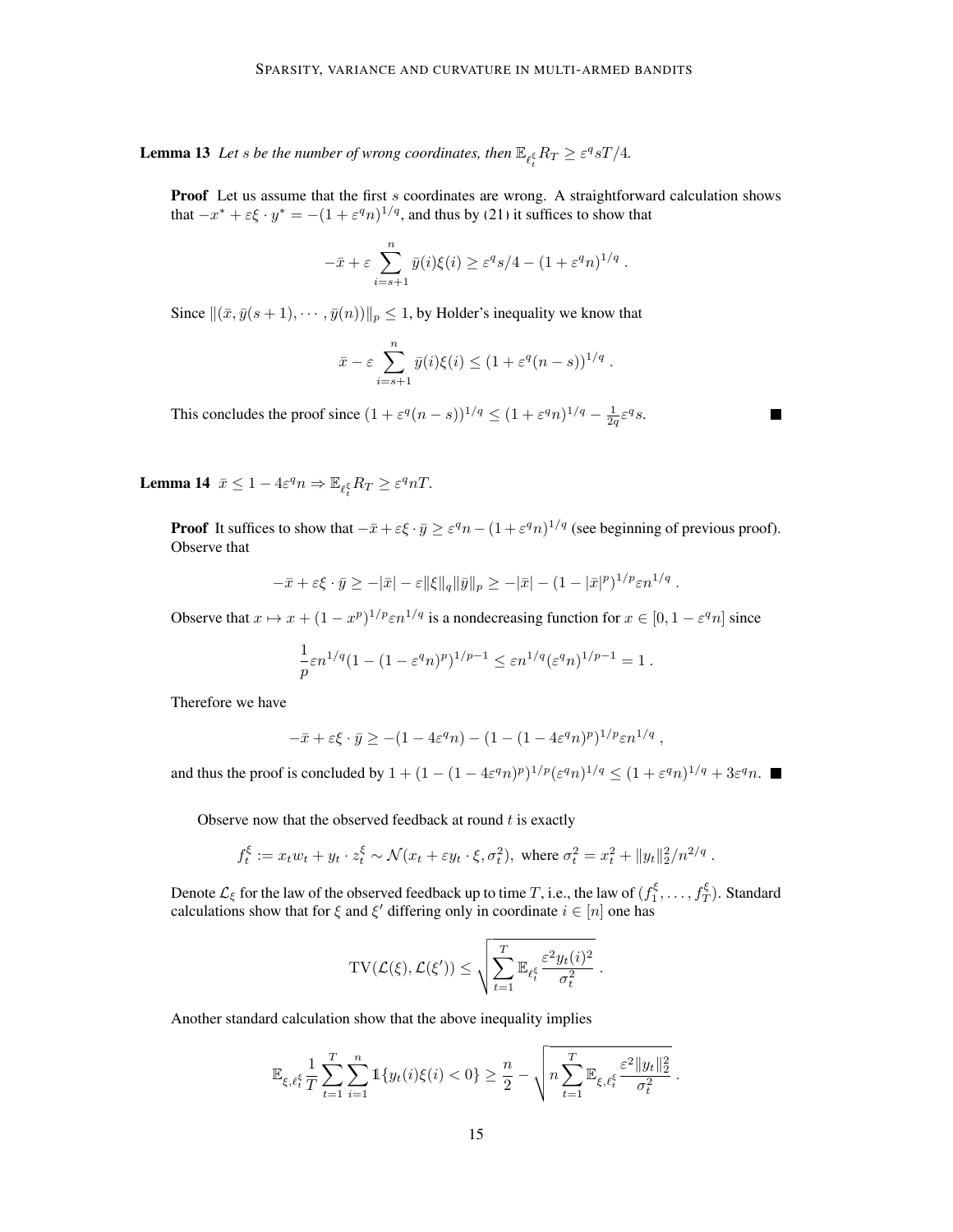**Lemma 13** *Let $s$ be the number of wrong coordinates, then $\mathbb{E}_{\ell_t^\xi} R_T \geq \varepsilon^q s T/4$.*

**Proof** Let us assume that the first $s$ coordinates are wrong. A straightforward calculation shows that $-x^* + \varepsilon\xi \cdot y^* = -(1+\varepsilon^q n)^{1/q}$, and thus by (21) it suffices to show that

$$-\bar{x} + \varepsilon \sum_{i=s+1}^{n} \bar{y}(i)\xi(i) \geq \varepsilon^q s/4 - (1+\varepsilon^q n)^{1/q} .$$

Since $\|(\bar{x}, \bar{y}(s+1), \cdots, \bar{y}(n))\|_p \leq 1$, by Holder's inequality we know that

$$\bar{x} - \varepsilon \sum_{i=s+1}^{n} \bar{y}(i)\xi(i) \leq (1+\varepsilon^q(n-s))^{1/q} .$$

This concludes the proof since $(1+\varepsilon^q(n-s))^{1/q} \leq (1+\varepsilon^q n)^{1/q} - \frac{1}{2q}\varepsilon^q s$. ■

**Lemma 14** $\bar{x} \leq 1 - 4\varepsilon^q n \Rightarrow \mathbb{E}_{\ell_t^\xi} R_T \geq \varepsilon^q n T$.

**Proof** It suffices to show that $-\bar{x} + \varepsilon\xi \cdot \bar{y} \geq \varepsilon^q n - (1+\varepsilon^q n)^{1/q}$ (see beginning of previous proof). Observe that

$$-\bar{x} + \varepsilon\xi \cdot \bar{y} \geq -|\bar{x}| - \varepsilon\|\xi\|_q\|\bar{y}\|_p \geq -|\bar{x}| - (1-|\bar{x}|^p)^{1/p}\varepsilon n^{1/q} .$$

Observe that $x \mapsto x + (1-x^p)^{1/p}\varepsilon n^{1/q}$ is a nondecreasing function for $x \in [0, 1-\varepsilon^q n]$ since

$$\frac{1}{p}\varepsilon n^{1/q}(1-(1-\varepsilon^q n)^p)^{1/p-1} \leq \varepsilon n^{1/q}(\varepsilon^q n)^{1/p-1} = 1 .$$

Therefore we have

$$-\bar{x} + \varepsilon\xi \cdot \bar{y} \geq -(1-4\varepsilon^q n) - (1-(1-4\varepsilon^q n)^p)^{1/p}\varepsilon n^{1/q} ,$$

and thus the proof is concluded by $1 + (1-(1-4\varepsilon^q n)^p)^{1/p}(\varepsilon^q n)^{1/q} \leq (1+\varepsilon^q n)^{1/q} + 3\varepsilon^q n$. ■

Observe now that the observed feedback at round $t$ is exactly

$$f_t^\xi := x_t w_t + y_t \cdot z_t^\xi \sim \mathcal{N}(x_t + \varepsilon y_t \cdot \xi, \sigma_t^2), \text{ where } \sigma_t^2 = x_t^2 + \|y_t\|_2^2/n^{2/q} .$$

Denote $\mathcal{L}_\xi$ for the law of the observed feedback up to time $T$, i.e., the law of $(f_1^\xi, \ldots, f_T^\xi)$. Standard calculations show that for $\xi$ and $\xi'$ differing only in coordinate $i \in [n]$ one has

$$\mathrm{TV}(\mathcal{L}(\xi), \mathcal{L}(\xi')) \leq \sqrt{\sum_{t=1}^{T} \mathbb{E}_{\ell_t^\xi} \frac{\varepsilon^2 y_t(i)^2}{\sigma_t^2}} .$$

Another standard calculation show that the above inequality implies

$$\mathbb{E}_{\xi, \ell_t^\xi} \frac{1}{T}\sum_{t=1}^{T}\sum_{i=1}^{n} \mathbb{1}\{y_t(i)\xi(i) < 0\} \geq \frac{n}{2} - \sqrt{n \sum_{t=1}^{T} \mathbb{E}_{\xi, \ell_t^\xi} \frac{\varepsilon^2 \|y_t\|_2^2}{\sigma_t^2}} .$$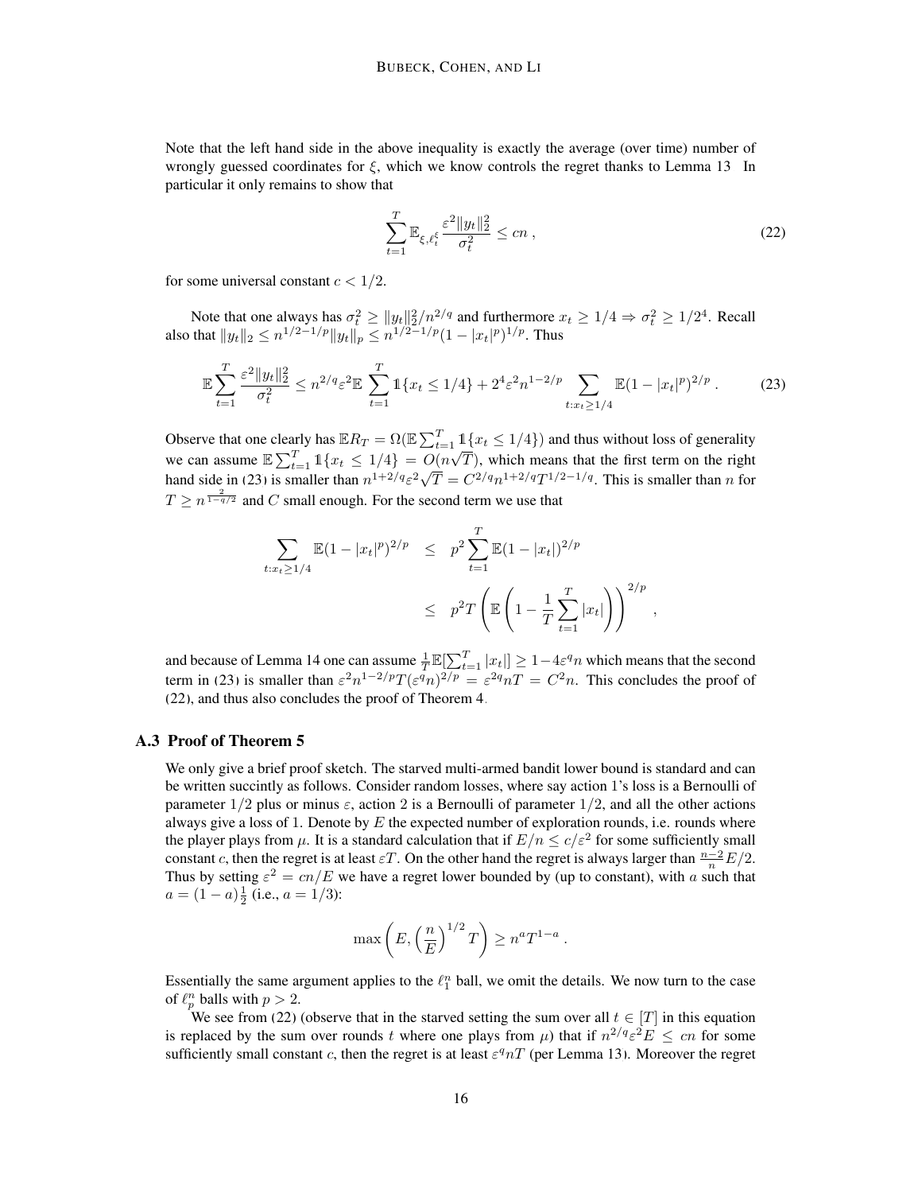Note that the left hand side in the above inequality is exactly the average (over time) number of wrongly guessed coordinates for $\xi$, which we know controls the regret thanks to Lemma 13. In particular it only remains to show that

$$\sum_{t=1}^{T} \mathbb{E}_{\xi,\ell_t^\xi} \frac{\varepsilon^2 \|y_t\|_2^2}{\sigma_t^2} \leq cn \, , \tag{22}$$

for some universal constant $c < 1/2$.

Note that one always has $\sigma_t^2 \geq \|y_t\|_2^2 / n^{2/q}$ and furthermore $x_t \geq 1/4 \Rightarrow \sigma_t^2 \geq 1/2^4$. Recall also that $\|y_t\|_2 \leq n^{1/2-1/p}\|y_t\|_p \leq n^{1/2-1/p}(1-|x_t|^p)^{1/p}$. Thus

$$\mathbb{E}\sum_{t=1}^{T} \frac{\varepsilon^2 \|y_t\|_2^2}{\sigma_t^2} \leq n^{2/q}\varepsilon^2 \mathbb{E}\sum_{t=1}^{T} \mathbb{1}\{x_t \leq 1/4\} + 2^4 \varepsilon^2 n^{1-2/p} \sum_{t: x_t \geq 1/4} \mathbb{E}(1-|x_t|^p)^{2/p} \, . \tag{23}$$

Observe that one clearly has $\mathbb{E}R_T = \Omega(\mathbb{E}\sum_{t=1}^{T} \mathbb{1}\{x_t \leq 1/4\})$ and thus without loss of generality we can assume $\mathbb{E}\sum_{t=1}^{T} \mathbb{1}\{x_t \leq 1/4\} = O(n\sqrt{T})$, which means that the first term on the right hand side in (23) is smaller than $n^{1+2/q}\varepsilon^2\sqrt{T} = C^{2/q} n^{1+2/q} T^{1/2-1/q}$. This is smaller than $n$ for $T \geq n^{\frac{2}{1-q/2}}$ and $C$ small enough. For the second term we use that

$$\begin{aligned}
\sum_{t: x_t \geq 1/4} \mathbb{E}(1-|x_t|^p)^{2/p} &\leq p^2 \sum_{t=1}^{T} \mathbb{E}(1-|x_t|)^{2/p} \\
&\leq p^2 T \left( \mathbb{E}\left(1 - \frac{1}{T}\sum_{t=1}^{T} |x_t|\right)\right)^{2/p} \, ,
\end{aligned}$$

and because of Lemma 14 one can assume $\frac{1}{T}\mathbb{E}[\sum_{t=1}^{T} |x_t|] \geq 1 - 4\varepsilon^q n$ which means that the second term in (23) is smaller than $\varepsilon^2 n^{1-2/p} T (\varepsilon^q n)^{2/p} = \varepsilon^{2q} nT = C^2 n$. This concludes the proof of (22), and thus also concludes the proof of Theorem 4.

### A.3 Proof of Theorem 5

We only give a brief proof sketch. The starved multi-armed bandit lower bound is standard and can be written succintly as follows. Consider random losses, where say action 1's loss is a Bernoulli of parameter $1/2$ plus or minus $\varepsilon$, action 2 is a Bernoulli of parameter $1/2$, and all the other actions always give a loss of 1. Denote by $E$ the expected number of exploration rounds, i.e. rounds where the player plays from $\mu$. It is a standard calculation that if $E/n \leq c/\varepsilon^2$ for some sufficiently small constant $c$, then the regret is at least $\varepsilon T$. On the other hand the regret is always larger than $\frac{n-2}{n}E/2$. Thus by setting $\varepsilon^2 = cn/E$ we have a regret lower bounded by (up to constant), with $a$ such that $a = (1-a)\frac{1}{2}$ (i.e., $a = 1/3$):

$$\max\left(E, \left(\frac{n}{E}\right)^{1/2} T\right) \geq n^a T^{1-a} \, .$$

Essentially the same argument applies to the $\ell_1^n$ ball, we omit the details. We now turn to the case of $\ell_p^n$ balls with $p > 2$.

We see from (22) (observe that in the starved setting the sum over all $t \in [T]$ in this equation is replaced by the sum over rounds $t$ where one plays from $\mu$) that if $n^{2/q}\varepsilon^2 E \leq cn$ for some sufficiently small constant $c$, then the regret is at least $\varepsilon^q nT$ (per Lemma 13). Moreover the regret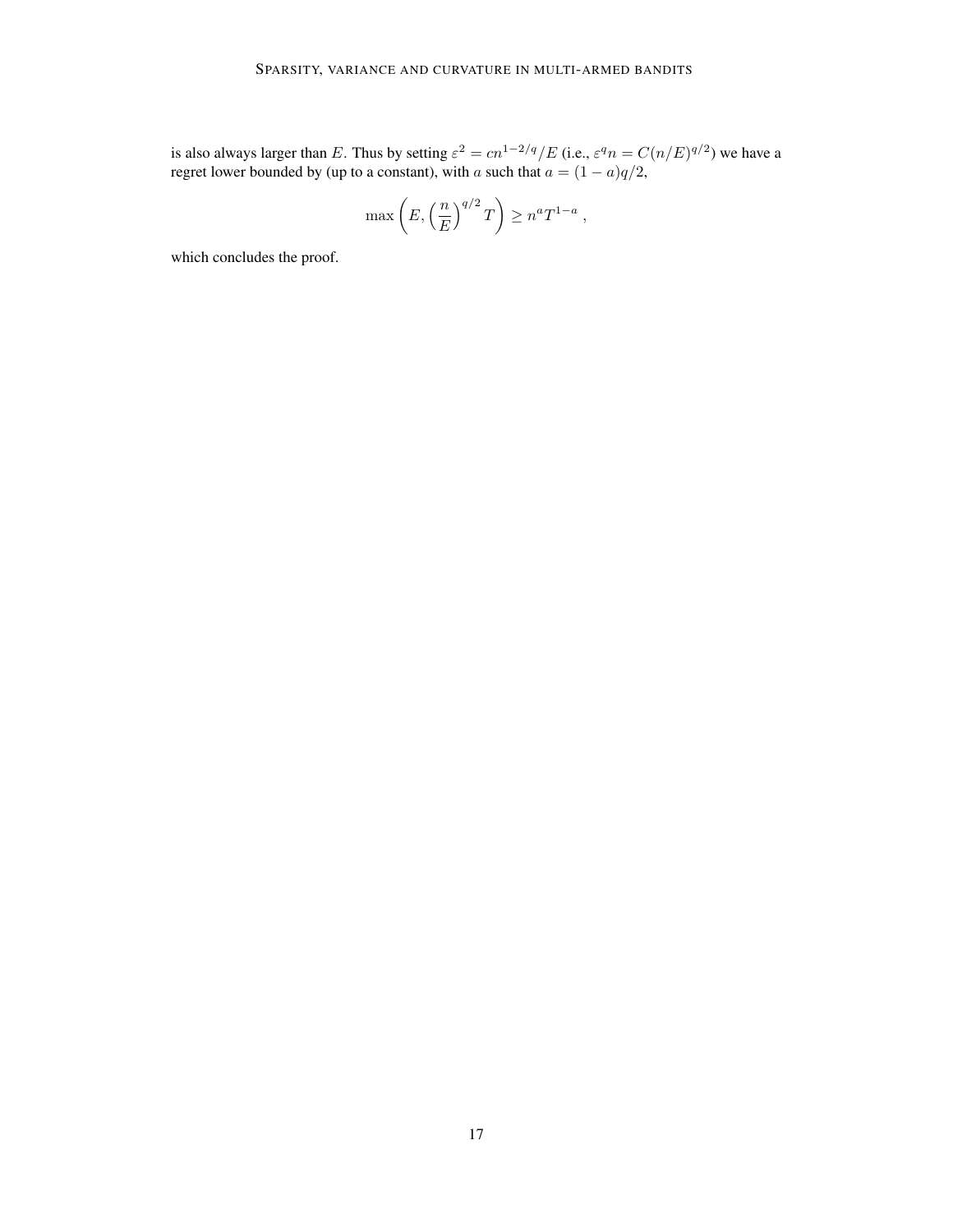is also always larger than $E$. Thus by setting $\varepsilon^2 = cn^{1-2/q}/E$ (i.e., $\varepsilon^q n = C(n/E)^{q/2}$) we have a regret lower bounded by (up to a constant), with $a$ such that $a = (1-a)q/2$,

$$
\max\left(E, \left(\frac{n}{E}\right)^{q/2} T\right) \geq n^a T^{1-a} \,,
$$

which concludes the proof.